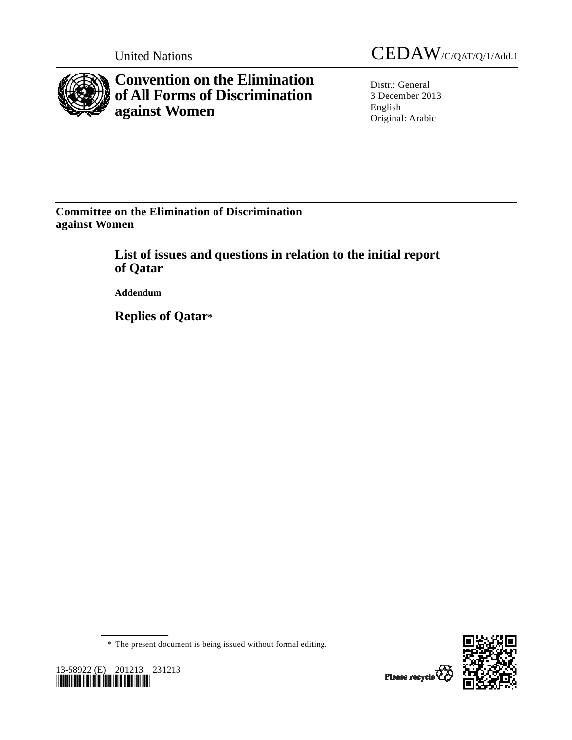United Nations CEDAW/C/QAT/Q/1/Add.1

# Convention on the Elimination of All Forms of Discrimination against Women

Distr.: General
3 December 2013
English
Original: Arabic

**Committee on the Elimination of Discrimination against Women**

## List of issues and questions in relation to the initial report of Qatar

**Addendum**

## Replies of Qatar*

* The present document is being issued without formal editing.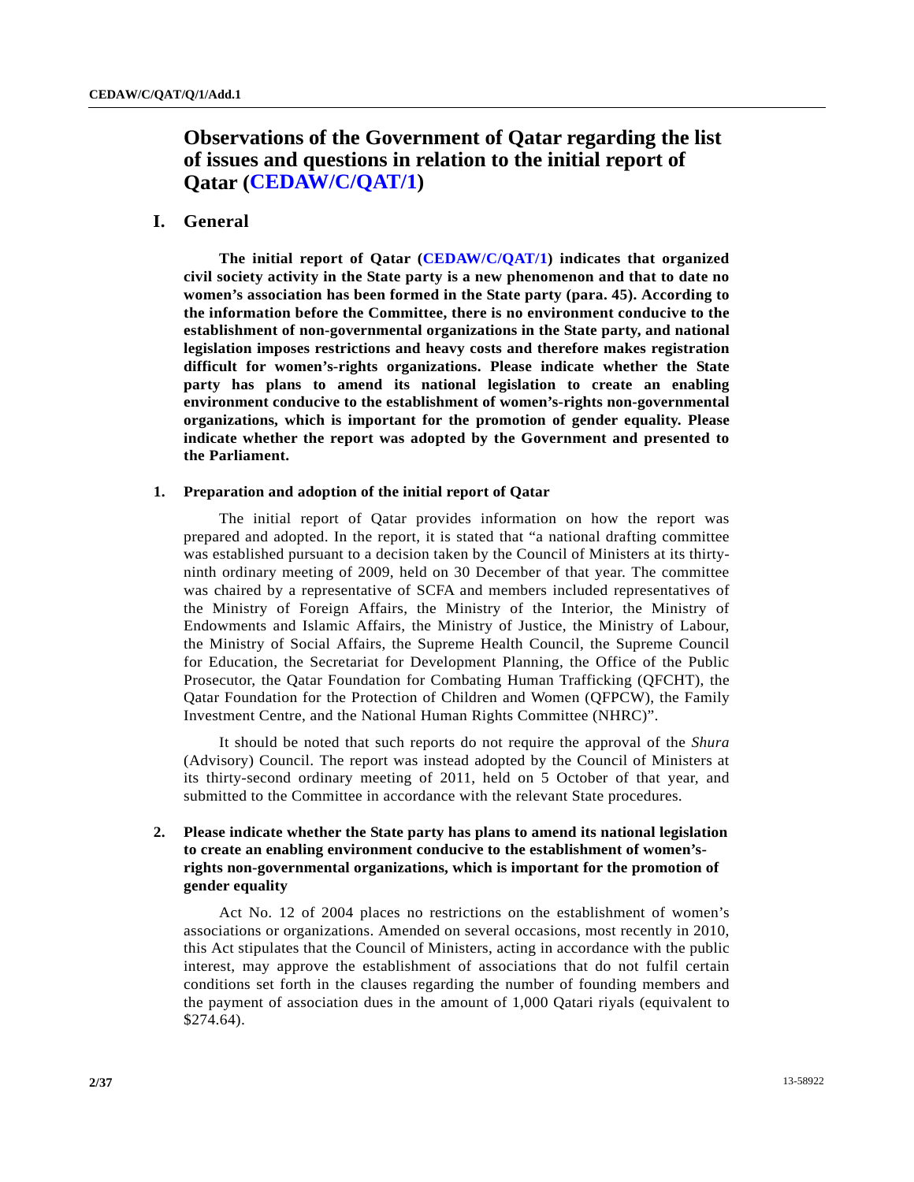# Observations of the Government of Qatar regarding the list of issues and questions in relation to the initial report of Qatar (CEDAW/C/QAT/1)

## I. General

**The initial report of Qatar (CEDAW/C/QAT/1) indicates that organized civil society activity in the State party is a new phenomenon and that to date no women's association has been formed in the State party (para. 45). According to the information before the Committee, there is no environment conducive to the establishment of non-governmental organizations in the State party, and national legislation imposes restrictions and heavy costs and therefore makes registration difficult for women's-rights organizations. Please indicate whether the State party has plans to amend its national legislation to create an enabling environment conducive to the establishment of women's-rights non-governmental organizations, which is important for the promotion of gender equality. Please indicate whether the report was adopted by the Government and presented to the Parliament.**

### 1. Preparation and adoption of the initial report of Qatar

The initial report of Qatar provides information on how the report was prepared and adopted. In the report, it is stated that "a national drafting committee was established pursuant to a decision taken by the Council of Ministers at its thirty-ninth ordinary meeting of 2009, held on 30 December of that year. The committee was chaired by a representative of SCFA and members included representatives of the Ministry of Foreign Affairs, the Ministry of the Interior, the Ministry of Endowments and Islamic Affairs, the Ministry of Justice, the Ministry of Labour, the Ministry of Social Affairs, the Supreme Health Council, the Supreme Council for Education, the Secretariat for Development Planning, the Office of the Public Prosecutor, the Qatar Foundation for Combating Human Trafficking (QFCHT), the Qatar Foundation for the Protection of Children and Women (QFPCW), the Family Investment Centre, and the National Human Rights Committee (NHRC)".

It should be noted that such reports do not require the approval of the *Shura* (Advisory) Council. The report was instead adopted by the Council of Ministers at its thirty-second ordinary meeting of 2011, held on 5 October of that year, and submitted to the Committee in accordance with the relevant State procedures.

### 2. Please indicate whether the State party has plans to amend its national legislation to create an enabling environment conducive to the establishment of women's-rights non-governmental organizations, which is important for the promotion of gender equality

Act No. 12 of 2004 places no restrictions on the establishment of women's associations or organizations. Amended on several occasions, most recently in 2010, this Act stipulates that the Council of Ministers, acting in accordance with the public interest, may approve the establishment of associations that do not fulfil certain conditions set forth in the clauses regarding the number of founding members and the payment of association dues in the amount of 1,000 Qatari riyals (equivalent to $274.64).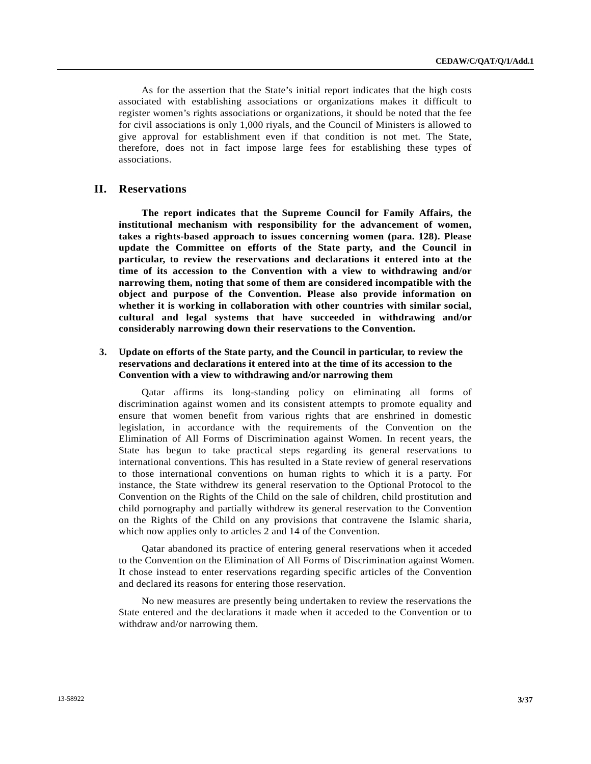As for the assertion that the State's initial report indicates that the high costs associated with establishing associations or organizations makes it difficult to register women's rights associations or organizations, it should be noted that the fee for civil associations is only 1,000 riyals, and the Council of Ministers is allowed to give approval for establishment even if that condition is not met. The State, therefore, does not in fact impose large fees for establishing these types of associations.

## II. Reservations

**The report indicates that the Supreme Council for Family Affairs, the institutional mechanism with responsibility for the advancement of women, takes a rights-based approach to issues concerning women (para. 128). Please update the Committee on efforts of the State party, and the Council in particular, to review the reservations and declarations it entered into at the time of its accession to the Convention with a view to withdrawing and/or narrowing them, noting that some of them are considered incompatible with the object and purpose of the Convention. Please also provide information on whether it is working in collaboration with other countries with similar social, cultural and legal systems that have succeeded in withdrawing and/or considerably narrowing down their reservations to the Convention.**

### 3. Update on efforts of the State party, and the Council in particular, to review the reservations and declarations it entered into at the time of its accession to the Convention with a view to withdrawing and/or narrowing them

Qatar affirms its long-standing policy on eliminating all forms of discrimination against women and its consistent attempts to promote equality and ensure that women benefit from various rights that are enshrined in domestic legislation, in accordance with the requirements of the Convention on the Elimination of All Forms of Discrimination against Women. In recent years, the State has begun to take practical steps regarding its general reservations to international conventions. This has resulted in a State review of general reservations to those international conventions on human rights to which it is a party. For instance, the State withdrew its general reservation to the Optional Protocol to the Convention on the Rights of the Child on the sale of children, child prostitution and child pornography and partially withdrew its general reservation to the Convention on the Rights of the Child on any provisions that contravene the Islamic sharia, which now applies only to articles 2 and 14 of the Convention.

Qatar abandoned its practice of entering general reservations when it acceded to the Convention on the Elimination of All Forms of Discrimination against Women. It chose instead to enter reservations regarding specific articles of the Convention and declared its reasons for entering those reservation.

No new measures are presently being undertaken to review the reservations the State entered and the declarations it made when it acceded to the Convention or to withdraw and/or narrowing them.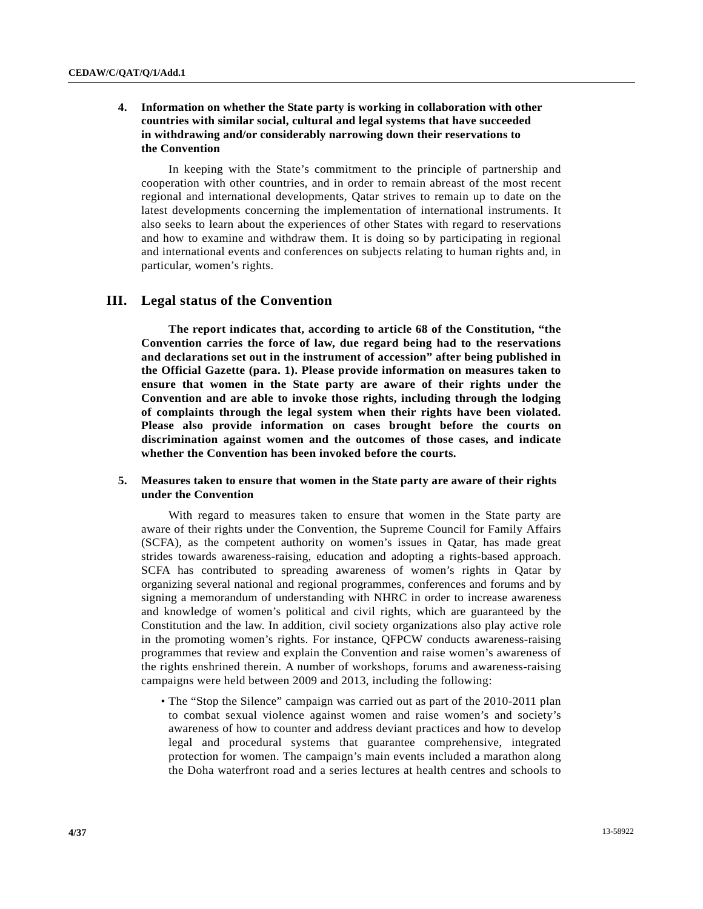### 4. Information on whether the State party is working in collaboration with other countries with similar social, cultural and legal systems that have succeeded in withdrawing and/or considerably narrowing down their reservations to the Convention

In keeping with the State's commitment to the principle of partnership and cooperation with other countries, and in order to remain abreast of the most recent regional and international developments, Qatar strives to remain up to date on the latest developments concerning the implementation of international instruments. It also seeks to learn about the experiences of other States with regard to reservations and how to examine and withdraw them. It is doing so by participating in regional and international events and conferences on subjects relating to human rights and, in particular, women's rights.

## III. Legal status of the Convention

**The report indicates that, according to article 68 of the Constitution, "the Convention carries the force of law, due regard being had to the reservations and declarations set out in the instrument of accession" after being published in the Official Gazette (para. 1). Please provide information on measures taken to ensure that women in the State party are aware of their rights under the Convention and are able to invoke those rights, including through the lodging of complaints through the legal system when their rights have been violated. Please also provide information on cases brought before the courts on discrimination against women and the outcomes of those cases, and indicate whether the Convention has been invoked before the courts.**

### 5. Measures taken to ensure that women in the State party are aware of their rights under the Convention

With regard to measures taken to ensure that women in the State party are aware of their rights under the Convention, the Supreme Council for Family Affairs (SCFA), as the competent authority on women's issues in Qatar, has made great strides towards awareness-raising, education and adopting a rights-based approach. SCFA has contributed to spreading awareness of women's rights in Qatar by organizing several national and regional programmes, conferences and forums and by signing a memorandum of understanding with NHRC in order to increase awareness and knowledge of women's political and civil rights, which are guaranteed by the Constitution and the law. In addition, civil society organizations also play active role in the promoting women's rights. For instance, QFPCW conducts awareness-raising programmes that review and explain the Convention and raise women's awareness of the rights enshrined therein. A number of workshops, forums and awareness-raising campaigns were held between 2009 and 2013, including the following:

- The "Stop the Silence" campaign was carried out as part of the 2010-2011 plan to combat sexual violence against women and raise women's and society's awareness of how to counter and address deviant practices and how to develop legal and procedural systems that guarantee comprehensive, integrated protection for women. The campaign's main events included a marathon along the Doha waterfront road and a series lectures at health centres and schools to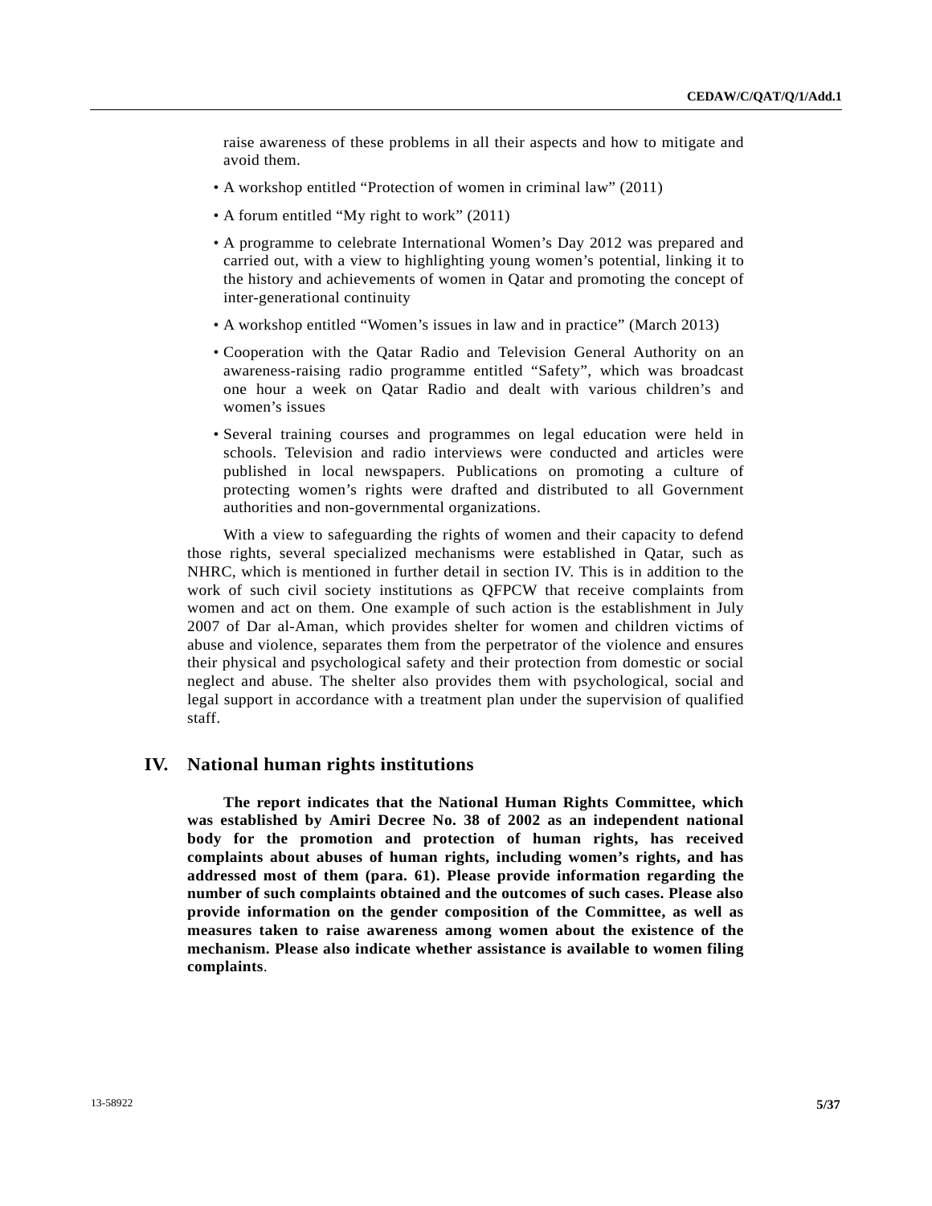raise awareness of these problems in all their aspects and how to mitigate and avoid them.

- A workshop entitled "Protection of women in criminal law" (2011)
- A forum entitled "My right to work" (2011)
- A programme to celebrate International Women's Day 2012 was prepared and carried out, with a view to highlighting young women's potential, linking it to the history and achievements of women in Qatar and promoting the concept of inter-generational continuity
- A workshop entitled "Women's issues in law and in practice" (March 2013)
- Cooperation with the Qatar Radio and Television General Authority on an awareness-raising radio programme entitled "Safety", which was broadcast one hour a week on Qatar Radio and dealt with various children's and women's issues
- Several training courses and programmes on legal education were held in schools. Television and radio interviews were conducted and articles were published in local newspapers. Publications on promoting a culture of protecting women's rights were drafted and distributed to all Government authorities and non-governmental organizations.

With a view to safeguarding the rights of women and their capacity to defend those rights, several specialized mechanisms were established in Qatar, such as NHRC, which is mentioned in further detail in section IV. This is in addition to the work of such civil society institutions as QFPCW that receive complaints from women and act on them. One example of such action is the establishment in July 2007 of Dar al-Aman, which provides shelter for women and children victims of abuse and violence, separates them from the perpetrator of the violence and ensures their physical and psychological safety and their protection from domestic or social neglect and abuse. The shelter also provides them with psychological, social and legal support in accordance with a treatment plan under the supervision of qualified staff.

## IV. National human rights institutions

**The report indicates that the National Human Rights Committee, which was established by Amiri Decree No. 38 of 2002 as an independent national body for the promotion and protection of human rights, has received complaints about abuses of human rights, including women's rights, and has addressed most of them (para. 61). Please provide information regarding the number of such complaints obtained and the outcomes of such cases. Please also provide information on the gender composition of the Committee, as well as measures taken to raise awareness among women about the existence of the mechanism. Please also indicate whether assistance is available to women filing complaints**.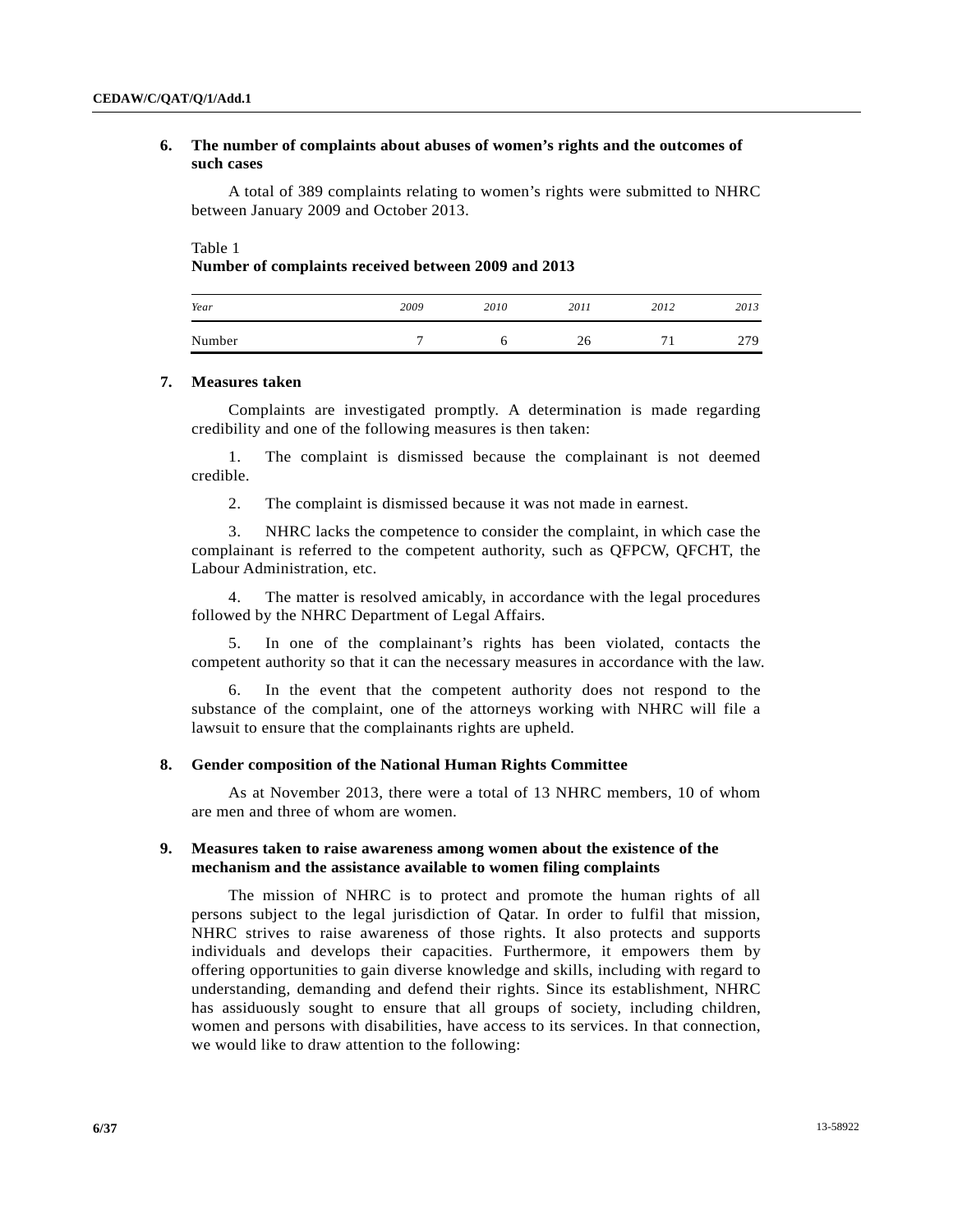## 6. The number of complaints about abuses of women's rights and the outcomes of such cases

A total of 389 complaints relating to women's rights were submitted to NHRC between January 2009 and October 2013.

Table 1
**Number of complaints received between 2009 and 2013**

| *Year* | *2009* | *2010* | *2011* | *2012* | *2013* |
|---|---|---|---|---|---|
| Number | 7 | 6 | 26 | 71 | 279 |

## 7. Measures taken

Complaints are investigated promptly. A determination is made regarding credibility and one of the following measures is then taken:

1. The complaint is dismissed because the complainant is not deemed credible.

2. The complaint is dismissed because it was not made in earnest.

3. NHRC lacks the competence to consider the complaint, in which case the complainant is referred to the competent authority, such as QFPCW, QFCHT, the Labour Administration, etc.

4. The matter is resolved amicably, in accordance with the legal procedures followed by the NHRC Department of Legal Affairs.

5. In one of the complainant's rights has been violated, contacts the competent authority so that it can the necessary measures in accordance with the law.

6. In the event that the competent authority does not respond to the substance of the complaint, one of the attorneys working with NHRC will file a lawsuit to ensure that the complainants rights are upheld.

## 8. Gender composition of the National Human Rights Committee

As at November 2013, there were a total of 13 NHRC members, 10 of whom are men and three of whom are women.

## 9. Measures taken to raise awareness among women about the existence of the mechanism and the assistance available to women filing complaints

The mission of NHRC is to protect and promote the human rights of all persons subject to the legal jurisdiction of Qatar. In order to fulfil that mission, NHRC strives to raise awareness of those rights. It also protects and supports individuals and develops their capacities. Furthermore, it empowers them by offering opportunities to gain diverse knowledge and skills, including with regard to understanding, demanding and defend their rights. Since its establishment, NHRC has assiduously sought to ensure that all groups of society, including children, women and persons with disabilities, have access to its services. In that connection, we would like to draw attention to the following: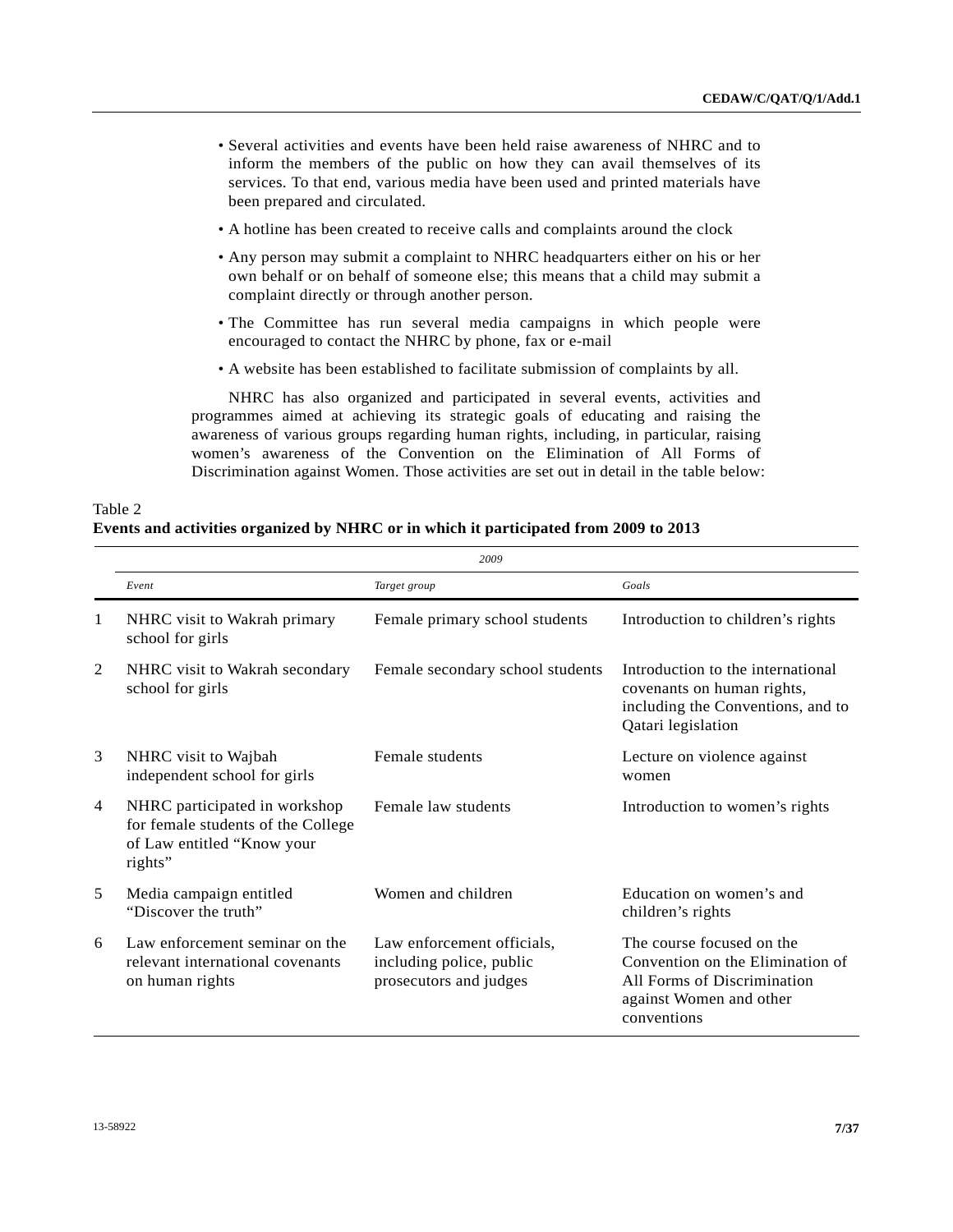- Several activities and events have been held raise awareness of NHRC and to inform the members of the public on how they can avail themselves of its services. To that end, various media have been used and printed materials have been prepared and circulated.
- A hotline has been created to receive calls and complaints around the clock
- Any person may submit a complaint to NHRC headquarters either on his or her own behalf or on behalf of someone else; this means that a child may submit a complaint directly or through another person.
- The Committee has run several media campaigns in which people were encouraged to contact the NHRC by phone, fax or e-mail
- A website has been established to facilitate submission of complaints by all.

NHRC has also organized and participated in several events, activities and programmes aimed at achieving its strategic goals of educating and raising the awareness of various groups regarding human rights, including, in particular, raising women's awareness of the Convention on the Elimination of All Forms of Discrimination against Women. Those activities are set out in detail in the table below:

Table 2
**Events and activities organized by NHRC or in which it participated from 2009 to 2013**

| | *2009* | | |
|---|---|---|---|
| | *Event* | *Target group* | *Goals* |
| 1 | NHRC visit to Wakrah primary school for girls | Female primary school students | Introduction to children's rights |
| 2 | NHRC visit to Wakrah secondary school for girls | Female secondary school students | Introduction to the international covenants on human rights, including the Conventions, and to Qatari legislation |
| 3 | NHRC visit to Wajbah independent school for girls | Female students | Lecture on violence against women |
| 4 | NHRC participated in workshop for female students of the College of Law entitled "Know your rights" | Female law students | Introduction to women's rights |
| 5 | Media campaign entitled "Discover the truth" | Women and children | Education on women's and children's rights |
| 6 | Law enforcement seminar on the relevant international covenants on human rights | Law enforcement officials, including police, public prosecutors and judges | The course focused on the Convention on the Elimination of All Forms of Discrimination against Women and other conventions |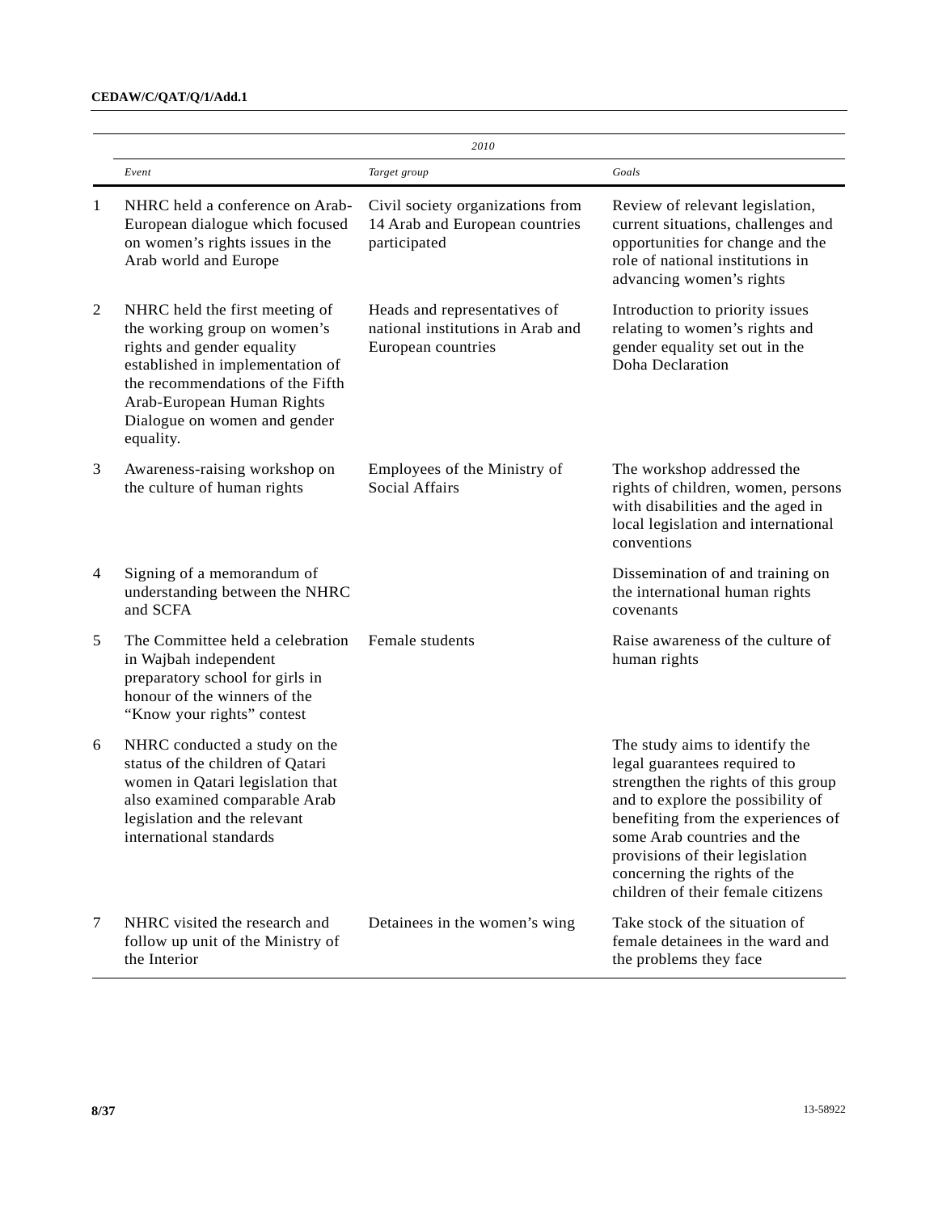| | 2010 | | |
|---|---|---|---|
| | *Event* | *Target group* | *Goals* |
| 1 | NHRC held a conference on Arab-European dialogue which focused on women's rights issues in the Arab world and Europe | Civil society organizations from 14 Arab and European countries participated | Review of relevant legislation, current situations, challenges and opportunities for change and the role of national institutions in advancing women's rights |
| 2 | NHRC held the first meeting of the working group on women's rights and gender equality established in implementation of the recommendations of the Fifth Arab-European Human Rights Dialogue on women and gender equality. | Heads and representatives of national institutions in Arab and European countries | Introduction to priority issues relating to women's rights and gender equality set out in the Doha Declaration |
| 3 | Awareness-raising workshop on the culture of human rights | Employees of the Ministry of Social Affairs | The workshop addressed the rights of children, women, persons with disabilities and the aged in local legislation and international conventions |
| 4 | Signing of a memorandum of understanding between the NHRC and SCFA | | Dissemination of and training on the international human rights covenants |
| 5 | The Committee held a celebration in Wajbah independent preparatory school for girls in honour of the winners of the "Know your rights" contest | Female students | Raise awareness of the culture of human rights |
| 6 | NHRC conducted a study on the status of the children of Qatari women in Qatari legislation that also examined comparable Arab legislation and the relevant international standards | | The study aims to identify the legal guarantees required to strengthen the rights of this group and to explore the possibility of benefiting from the experiences of some Arab countries and the provisions of their legislation concerning the rights of the children of their female citizens |
| 7 | NHRC visited the research and follow up unit of the Ministry of the Interior | Detainees in the women's wing | Take stock of the situation of female detainees in the ward and the problems they face |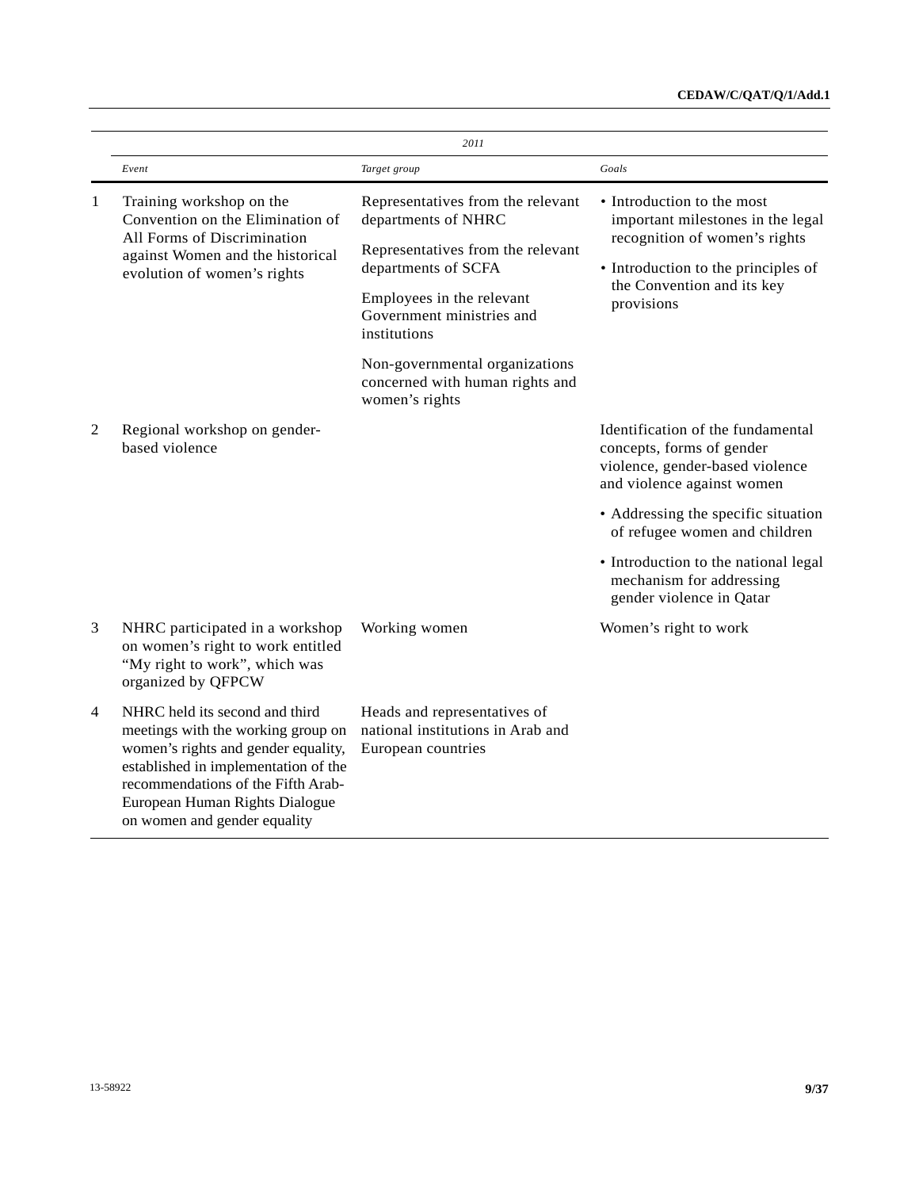| | 2011 | | |
|---|---|---|---|
| | *Event* | *Target group* | *Goals* |
| 1 | Training workshop on the Convention on the Elimination of All Forms of Discrimination against Women and the historical evolution of women's rights | Representatives from the relevant departments of NHRC<br><br>Representatives from the relevant departments of SCFA<br><br>Employees in the relevant Government ministries and institutions<br><br>Non-governmental organizations concerned with human rights and women's rights | • Introduction to the most important milestones in the legal recognition of women's rights<br><br>• Introduction to the principles of the Convention and its key provisions |
| 2 | Regional workshop on gender-based violence | | Identification of the fundamental concepts, forms of gender violence, gender-based violence and violence against women<br><br>• Addressing the specific situation of refugee women and children<br><br>• Introduction to the national legal mechanism for addressing gender violence in Qatar |
| 3 | NHRC participated in a workshop on women's right to work entitled "My right to work", which was organized by QFPCW | Working women | Women's right to work |
| 4 | NHRC held its second and third meetings with the working group on women's rights and gender equality, established in implementation of the recommendations of the Fifth Arab-European Human Rights Dialogue on women and gender equality | Heads and representatives of national institutions in Arab and European countries | |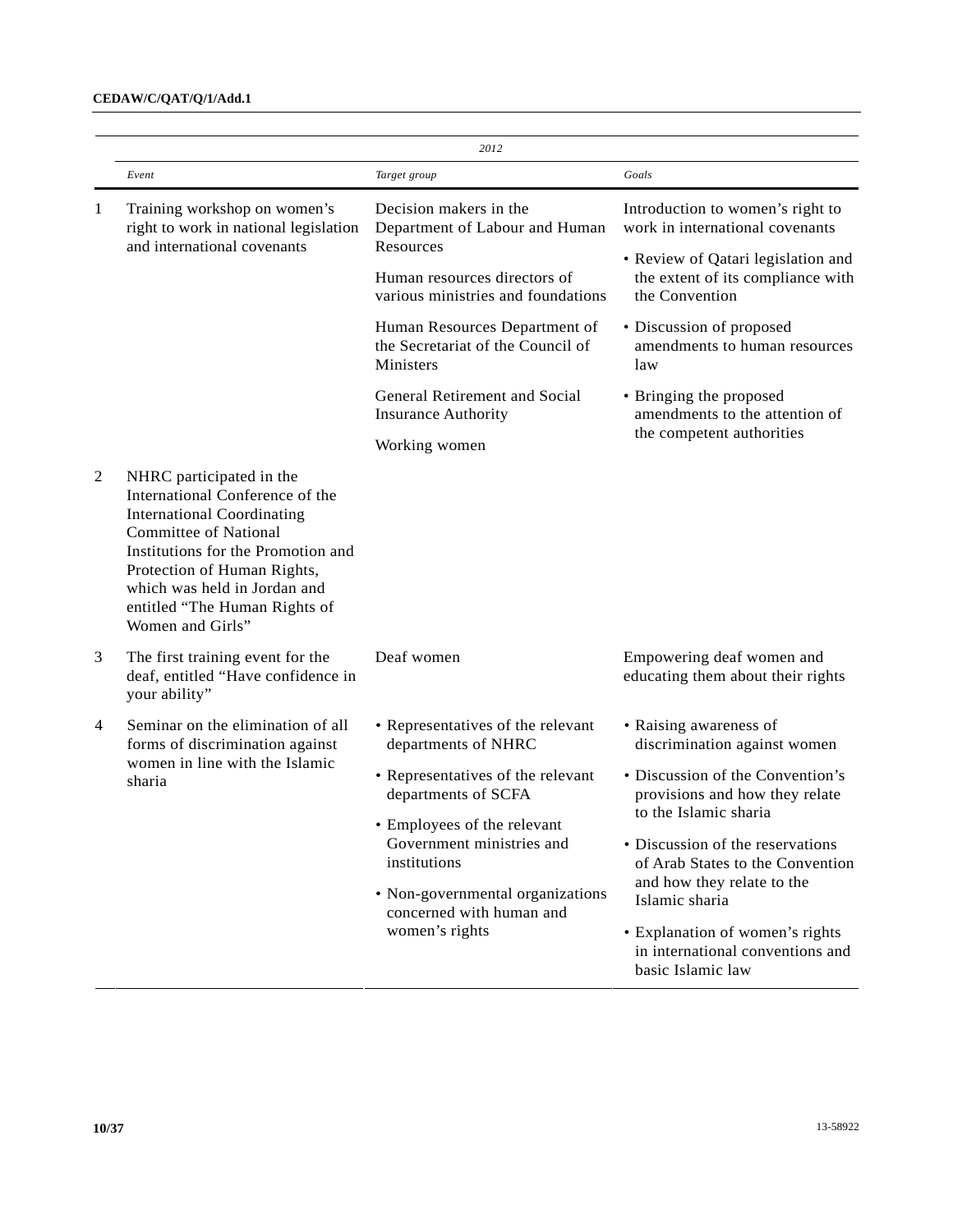| | 2012 | | |
|---|---|---|---|
| | *Event* | *Target group* | *Goals* |
| 1 | Training workshop on women's right to work in national legislation and international covenants | Decision makers in the Department of Labour and Human Resources<br><br>Human resources directors of various ministries and foundations<br><br>Human Resources Department of the Secretariat of the Council of Ministers<br><br>General Retirement and Social Insurance Authority<br><br>Working women | Introduction to women's right to work in international covenants<br>• Review of Qatari legislation and the extent of its compliance with the Convention<br>• Discussion of proposed amendments to human resources law<br>• Bringing the proposed amendments to the attention of the competent authorities |
| 2 | NHRC participated in the International Conference of the International Coordinating Committee of National Institutions for the Promotion and Protection of Human Rights, which was held in Jordan and entitled "The Human Rights of Women and Girls" | | |
| 3 | The first training event for the deaf, entitled "Have confidence in your ability" | Deaf women | Empowering deaf women and educating them about their rights |
| 4 | Seminar on the elimination of all forms of discrimination against women in line with the Islamic sharia | • Representatives of the relevant departments of NHRC<br>• Representatives of the relevant departments of SCFA<br>• Employees of the relevant Government ministries and institutions<br>• Non-governmental organizations concerned with human and women's rights | • Raising awareness of discrimination against women<br>• Discussion of the Convention's provisions and how they relate to the Islamic sharia<br>• Discussion of the reservations of Arab States to the Convention and how they relate to the Islamic sharia<br>• Explanation of women's rights in international conventions and basic Islamic law |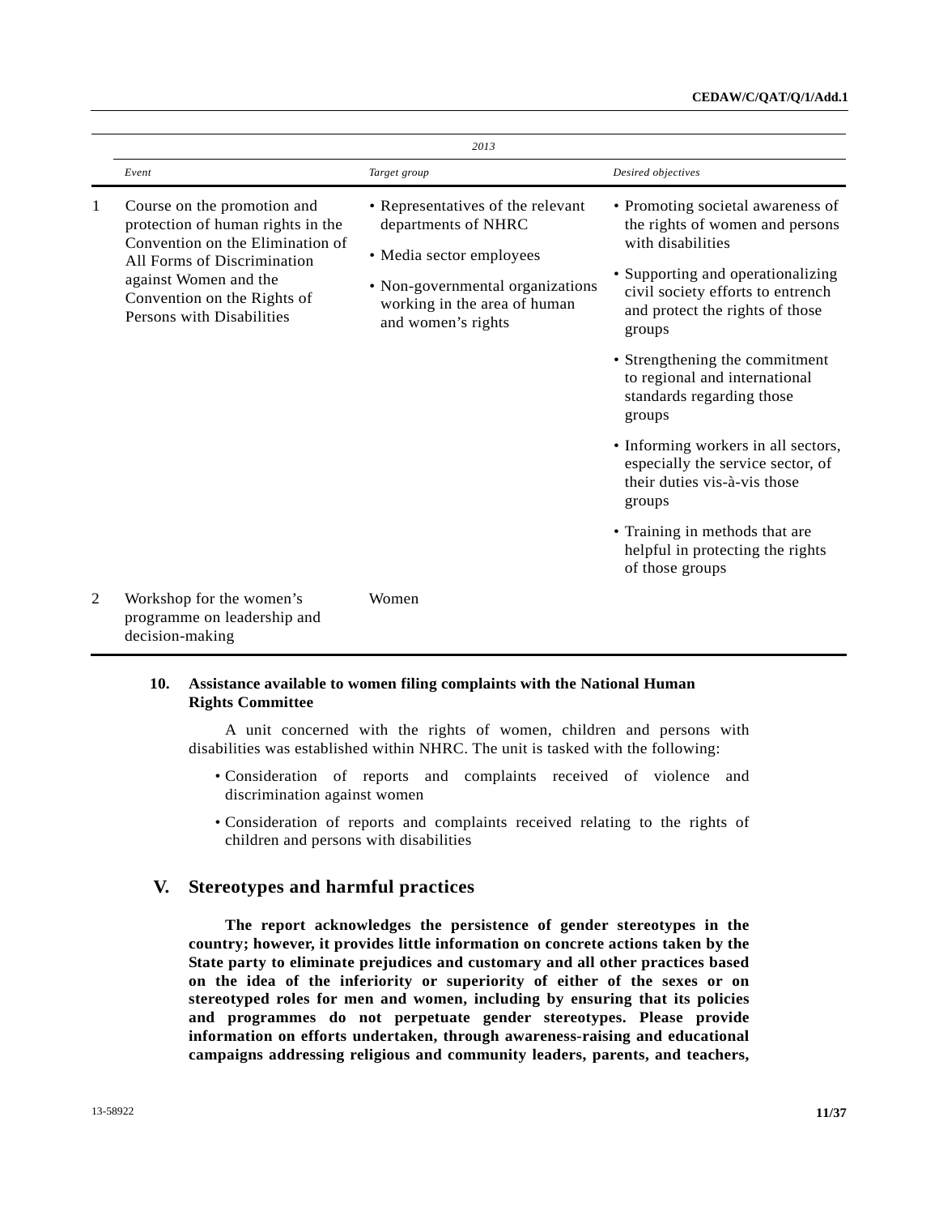| | 2013 | | |
|---|---|---|---|
| | *Event* | *Target group* | *Desired objectives* |
| 1 | Course on the promotion and protection of human rights in the Convention on the Elimination of All Forms of Discrimination against Women and the Convention on the Rights of Persons with Disabilities | • Representatives of the relevant departments of NHRC<br>• Media sector employees<br>• Non-governmental organizations working in the area of human and women's rights | • Promoting societal awareness of the rights of women and persons with disabilities<br>• Supporting and operationalizing civil society efforts to entrench and protect the rights of those groups<br>• Strengthening the commitment to regional and international standards regarding those groups<br>• Informing workers in all sectors, especially the service sector, of their duties vis-à-vis those groups<br>• Training in methods that are helpful in protecting the rights of those groups |
| 2 | Workshop for the women's programme on leadership and decision-making | Women | |

### 10. Assistance available to women filing complaints with the National Human Rights Committee

A unit concerned with the rights of women, children and persons with disabilities was established within NHRC. The unit is tasked with the following:

- Consideration of reports and complaints received of violence and discrimination against women
- Consideration of reports and complaints received relating to the rights of children and persons with disabilities

## V. Stereotypes and harmful practices

**The report acknowledges the persistence of gender stereotypes in the country; however, it provides little information on concrete actions taken by the State party to eliminate prejudices and customary and all other practices based on the idea of the inferiority or superiority of either of the sexes or on stereotyped roles for men and women, including by ensuring that its policies and programmes do not perpetuate gender stereotypes. Please provide information on efforts undertaken, through awareness-raising and educational campaigns addressing religious and community leaders, parents, and teachers,**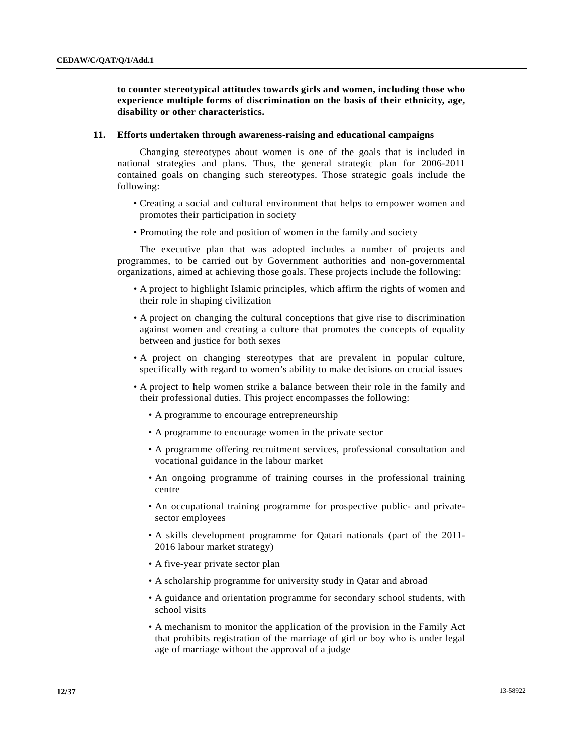**to counter stereotypical attitudes towards girls and women, including those who experience multiple forms of discrimination on the basis of their ethnicity, age, disability or other characteristics.**

**11. Efforts undertaken through awareness-raising and educational campaigns**

Changing stereotypes about women is one of the goals that is included in national strategies and plans. Thus, the general strategic plan for 2006-2011 contained goals on changing such stereotypes. Those strategic goals include the following:

- Creating a social and cultural environment that helps to empower women and promotes their participation in society
- Promoting the role and position of women in the family and society

The executive plan that was adopted includes a number of projects and programmes, to be carried out by Government authorities and non-governmental organizations, aimed at achieving those goals. These projects include the following:

- A project to highlight Islamic principles, which affirm the rights of women and their role in shaping civilization
- A project on changing the cultural conceptions that give rise to discrimination against women and creating a culture that promotes the concepts of equality between and justice for both sexes
- A project on changing stereotypes that are prevalent in popular culture, specifically with regard to women's ability to make decisions on crucial issues
- A project to help women strike a balance between their role in the family and their professional duties. This project encompasses the following:
  - A programme to encourage entrepreneurship
  - A programme to encourage women in the private sector
  - A programme offering recruitment services, professional consultation and vocational guidance in the labour market
  - An ongoing programme of training courses in the professional training centre
  - An occupational training programme for prospective public- and private-sector employees
  - A skills development programme for Qatari nationals (part of the 2011-2016 labour market strategy)
  - A five-year private sector plan
  - A scholarship programme for university study in Qatar and abroad
  - A guidance and orientation programme for secondary school students, with school visits
  - A mechanism to monitor the application of the provision in the Family Act that prohibits registration of the marriage of girl or boy who is under legal age of marriage without the approval of a judge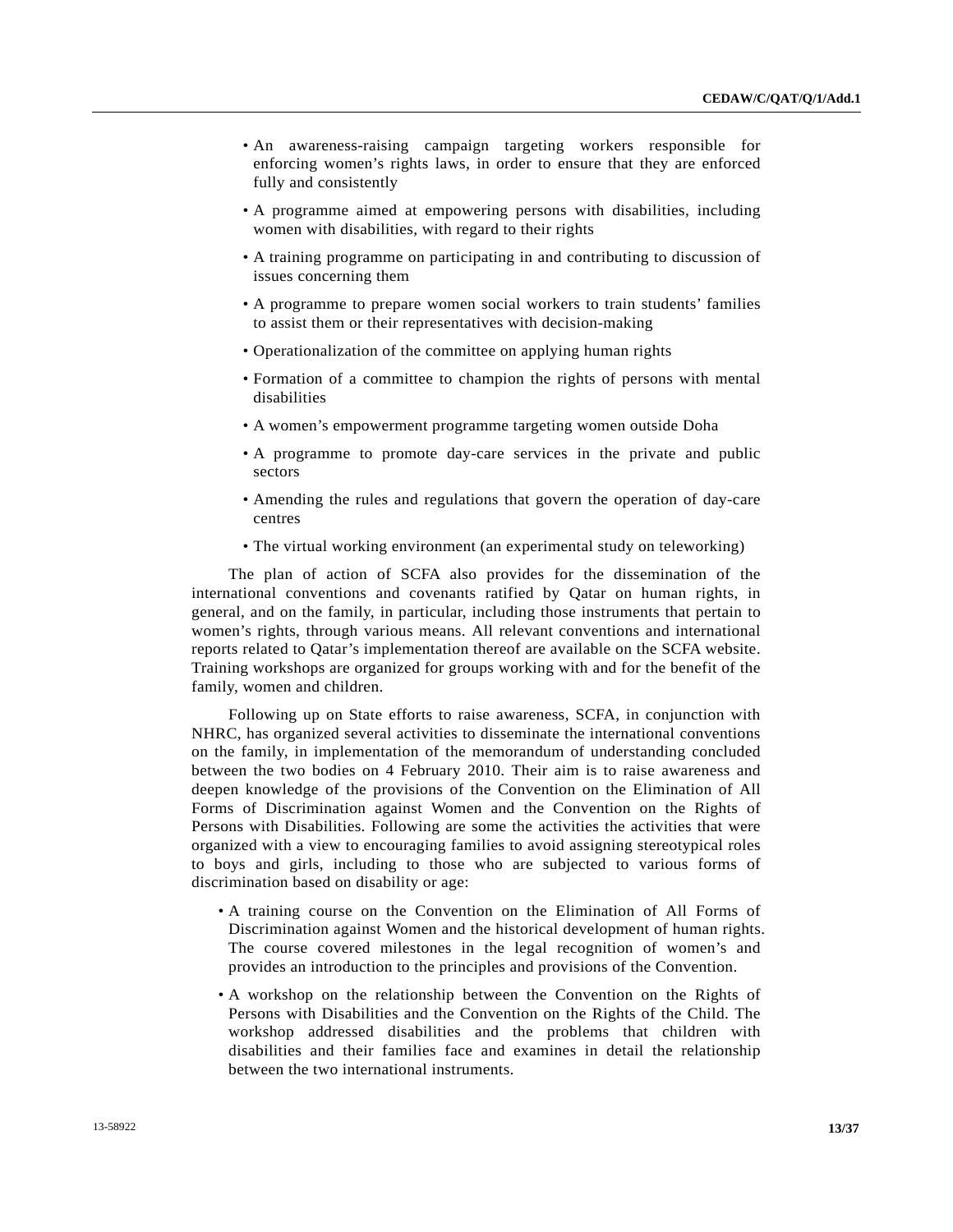- An awareness-raising campaign targeting workers responsible for enforcing women's rights laws, in order to ensure that they are enforced fully and consistently
- A programme aimed at empowering persons with disabilities, including women with disabilities, with regard to their rights
- A training programme on participating in and contributing to discussion of issues concerning them
- A programme to prepare women social workers to train students' families to assist them or their representatives with decision-making
- Operationalization of the committee on applying human rights
- Formation of a committee to champion the rights of persons with mental disabilities
- A women's empowerment programme targeting women outside Doha
- A programme to promote day-care services in the private and public sectors
- Amending the rules and regulations that govern the operation of day-care centres
- The virtual working environment (an experimental study on teleworking)

The plan of action of SCFA also provides for the dissemination of the international conventions and covenants ratified by Qatar on human rights, in general, and on the family, in particular, including those instruments that pertain to women's rights, through various means. All relevant conventions and international reports related to Qatar's implementation thereof are available on the SCFA website. Training workshops are organized for groups working with and for the benefit of the family, women and children.

Following up on State efforts to raise awareness, SCFA, in conjunction with NHRC, has organized several activities to disseminate the international conventions on the family, in implementation of the memorandum of understanding concluded between the two bodies on 4 February 2010. Their aim is to raise awareness and deepen knowledge of the provisions of the Convention on the Elimination of All Forms of Discrimination against Women and the Convention on the Rights of Persons with Disabilities. Following are some the activities the activities that were organized with a view to encouraging families to avoid assigning stereotypical roles to boys and girls, including to those who are subjected to various forms of discrimination based on disability or age:

- A training course on the Convention on the Elimination of All Forms of Discrimination against Women and the historical development of human rights. The course covered milestones in the legal recognition of women's and provides an introduction to the principles and provisions of the Convention.
- A workshop on the relationship between the Convention on the Rights of Persons with Disabilities and the Convention on the Rights of the Child. The workshop addressed disabilities and the problems that children with disabilities and their families face and examines in detail the relationship between the two international instruments.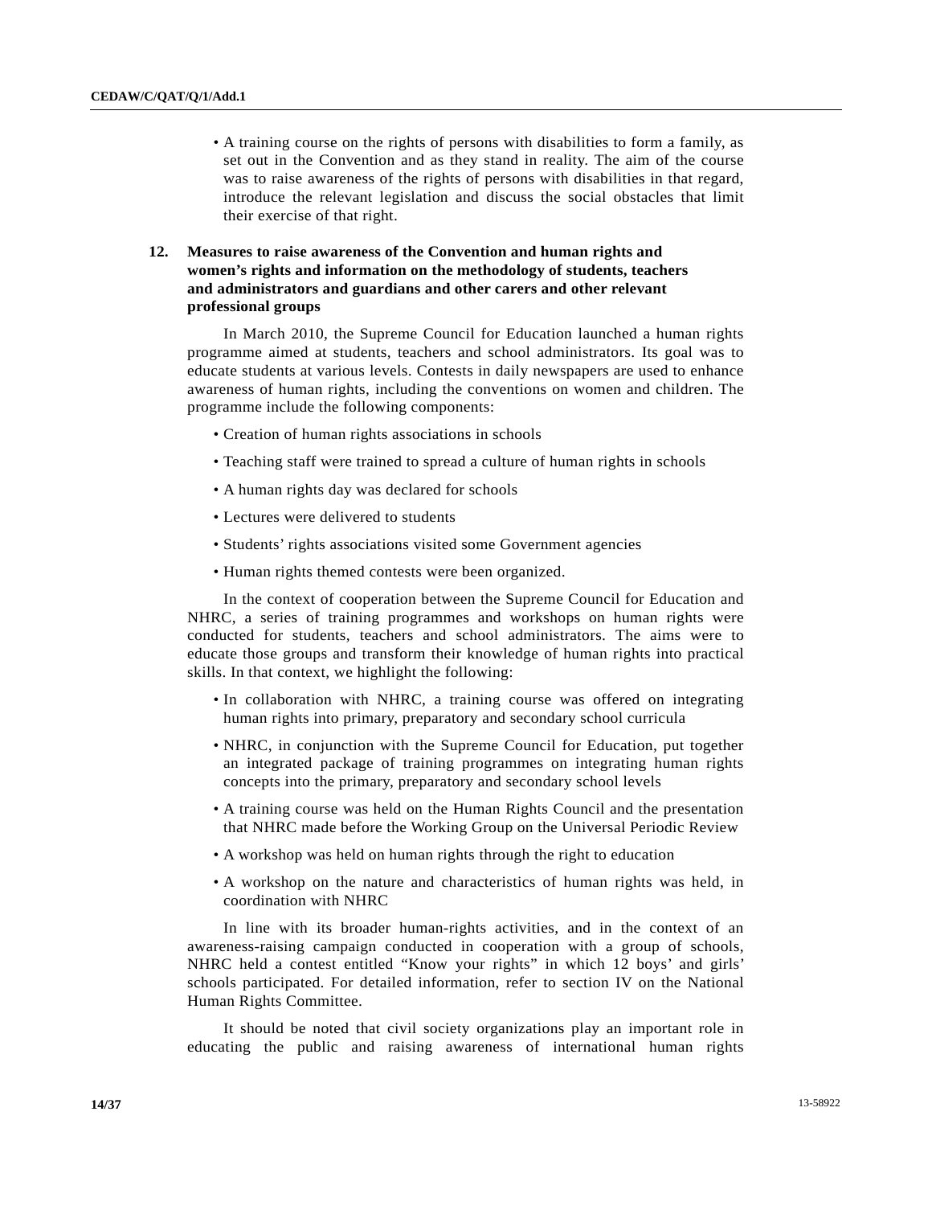- A training course on the rights of persons with disabilities to form a family, as set out in the Convention and as they stand in reality. The aim of the course was to raise awareness of the rights of persons with disabilities in that regard, introduce the relevant legislation and discuss the social obstacles that limit their exercise of that right.

## 12. Measures to raise awareness of the Convention and human rights and women's rights and information on the methodology of students, teachers and administrators and guardians and other carers and other relevant professional groups

In March 2010, the Supreme Council for Education launched a human rights programme aimed at students, teachers and school administrators. Its goal was to educate students at various levels. Contests in daily newspapers are used to enhance awareness of human rights, including the conventions on women and children. The programme include the following components:

- Creation of human rights associations in schools
- Teaching staff were trained to spread a culture of human rights in schools
- A human rights day was declared for schools
- Lectures were delivered to students
- Students' rights associations visited some Government agencies
- Human rights themed contests were been organized.

In the context of cooperation between the Supreme Council for Education and NHRC, a series of training programmes and workshops on human rights were conducted for students, teachers and school administrators. The aims were to educate those groups and transform their knowledge of human rights into practical skills. In that context, we highlight the following:

- In collaboration with NHRC, a training course was offered on integrating human rights into primary, preparatory and secondary school curricula
- NHRC, in conjunction with the Supreme Council for Education, put together an integrated package of training programmes on integrating human rights concepts into the primary, preparatory and secondary school levels
- A training course was held on the Human Rights Council and the presentation that NHRC made before the Working Group on the Universal Periodic Review
- A workshop was held on human rights through the right to education
- A workshop on the nature and characteristics of human rights was held, in coordination with NHRC

In line with its broader human-rights activities, and in the context of an awareness-raising campaign conducted in cooperation with a group of schools, NHRC held a contest entitled "Know your rights" in which 12 boys' and girls' schools participated. For detailed information, refer to section IV on the National Human Rights Committee.

It should be noted that civil society organizations play an important role in educating the public and raising awareness of international human rights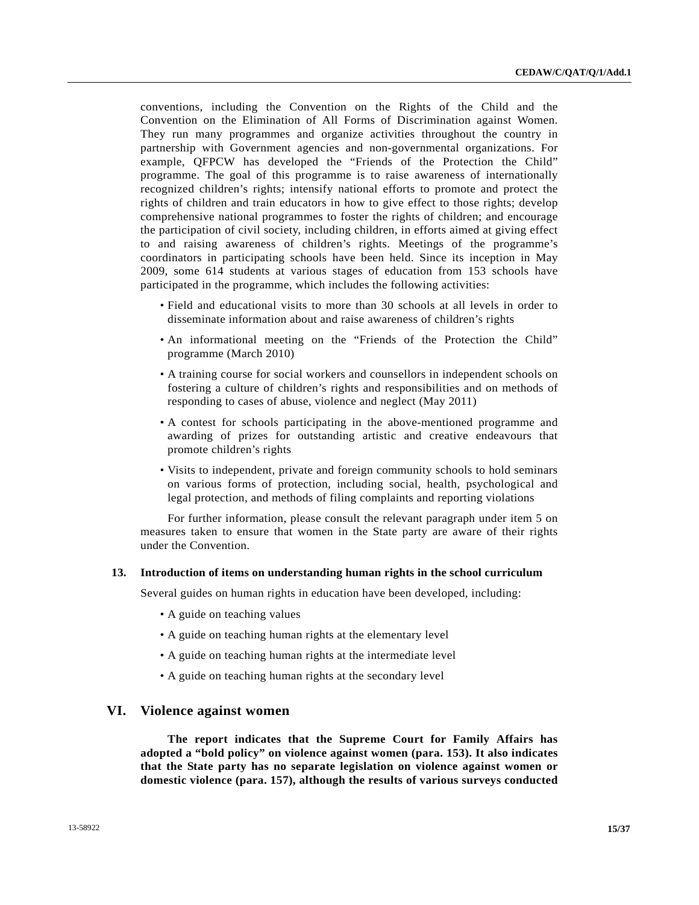conventions, including the Convention on the Rights of the Child and the Convention on the Elimination of All Forms of Discrimination against Women. They run many programmes and organize activities throughout the country in partnership with Government agencies and non-governmental organizations. For example, QFPCW has developed the “Friends of the Protection the Child” programme. The goal of this programme is to raise awareness of internationally recognized children’s rights; intensify national efforts to promote and protect the rights of children and train educators in how to give effect to those rights; develop comprehensive national programmes to foster the rights of children; and encourage the participation of civil society, including children, in efforts aimed at giving effect to and raising awareness of children’s rights. Meetings of the programme’s coordinators in participating schools have been held. Since its inception in May 2009, some 614 students at various stages of education from 153 schools have participated in the programme, which includes the following activities:

- Field and educational visits to more than 30 schools at all levels in order to disseminate information about and raise awareness of children’s rights
- An informational meeting on the “Friends of the Protection the Child” programme (March 2010)
- A training course for social workers and counsellors in independent schools on fostering a culture of children’s rights and responsibilities and on methods of responding to cases of abuse, violence and neglect (May 2011)
- A contest for schools participating in the above-mentioned programme and awarding of prizes for outstanding artistic and creative endeavours that promote children’s rights
- Visits to independent, private and foreign community schools to hold seminars on various forms of protection, including social, health, psychological and legal protection, and methods of filing complaints and reporting violations

For further information, please consult the relevant paragraph under item 5 on measures taken to ensure that women in the State party are aware of their rights under the Convention.

### 13. Introduction of items on understanding human rights in the school curriculum

Several guides on human rights in education have been developed, including:

- A guide on teaching values
- A guide on teaching human rights at the elementary level
- A guide on teaching human rights at the intermediate level
- A guide on teaching human rights at the secondary level

## VI. Violence against women

**The report indicates that the Supreme Court for Family Affairs has adopted a “bold policy” on violence against women (para. 153). It also indicates that the State party has no separate legislation on violence against women or domestic violence (para. 157), although the results of various surveys conducted**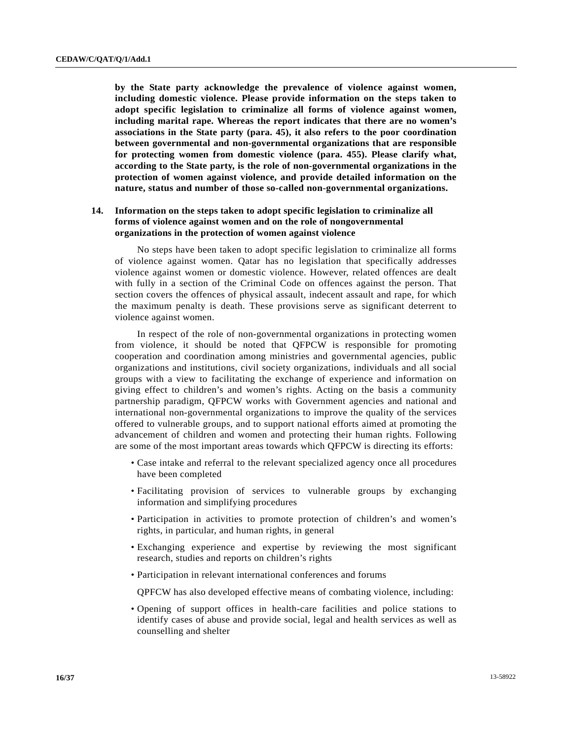**by the State party acknowledge the prevalence of violence against women, including domestic violence. Please provide information on the steps taken to adopt specific legislation to criminalize all forms of violence against women, including marital rape. Whereas the report indicates that there are no women's associations in the State party (para. 45), it also refers to the poor coordination between governmental and non-governmental organizations that are responsible for protecting women from domestic violence (para. 455). Please clarify what, according to the State party, is the role of non-governmental organizations in the protection of women against violence, and provide detailed information on the nature, status and number of those so-called non-governmental organizations.**

**14. Information on the steps taken to adopt specific legislation to criminalize all forms of violence against women and on the role of nongovernmental organizations in the protection of women against violence**

No steps have been taken to adopt specific legislation to criminalize all forms of violence against women. Qatar has no legislation that specifically addresses violence against women or domestic violence. However, related offences are dealt with fully in a section of the Criminal Code on offences against the person. That section covers the offences of physical assault, indecent assault and rape, for which the maximum penalty is death. These provisions serve as significant deterrent to violence against women.

In respect of the role of non-governmental organizations in protecting women from violence, it should be noted that QFPCW is responsible for promoting cooperation and coordination among ministries and governmental agencies, public organizations and institutions, civil society organizations, individuals and all social groups with a view to facilitating the exchange of experience and information on giving effect to children's and women's rights. Acting on the basis a community partnership paradigm, QFPCW works with Government agencies and national and international non-governmental organizations to improve the quality of the services offered to vulnerable groups, and to support national efforts aimed at promoting the advancement of children and women and protecting their human rights. Following are some of the most important areas towards which QFPCW is directing its efforts:

- Case intake and referral to the relevant specialized agency once all procedures have been completed
- Facilitating provision of services to vulnerable groups by exchanging information and simplifying procedures
- Participation in activities to promote protection of children's and women's rights, in particular, and human rights, in general
- Exchanging experience and expertise by reviewing the most significant research, studies and reports on children's rights
- Participation in relevant international conferences and forums

QPFCW has also developed effective means of combating violence, including:

- Opening of support offices in health-care facilities and police stations to identify cases of abuse and provide social, legal and health services as well as counselling and shelter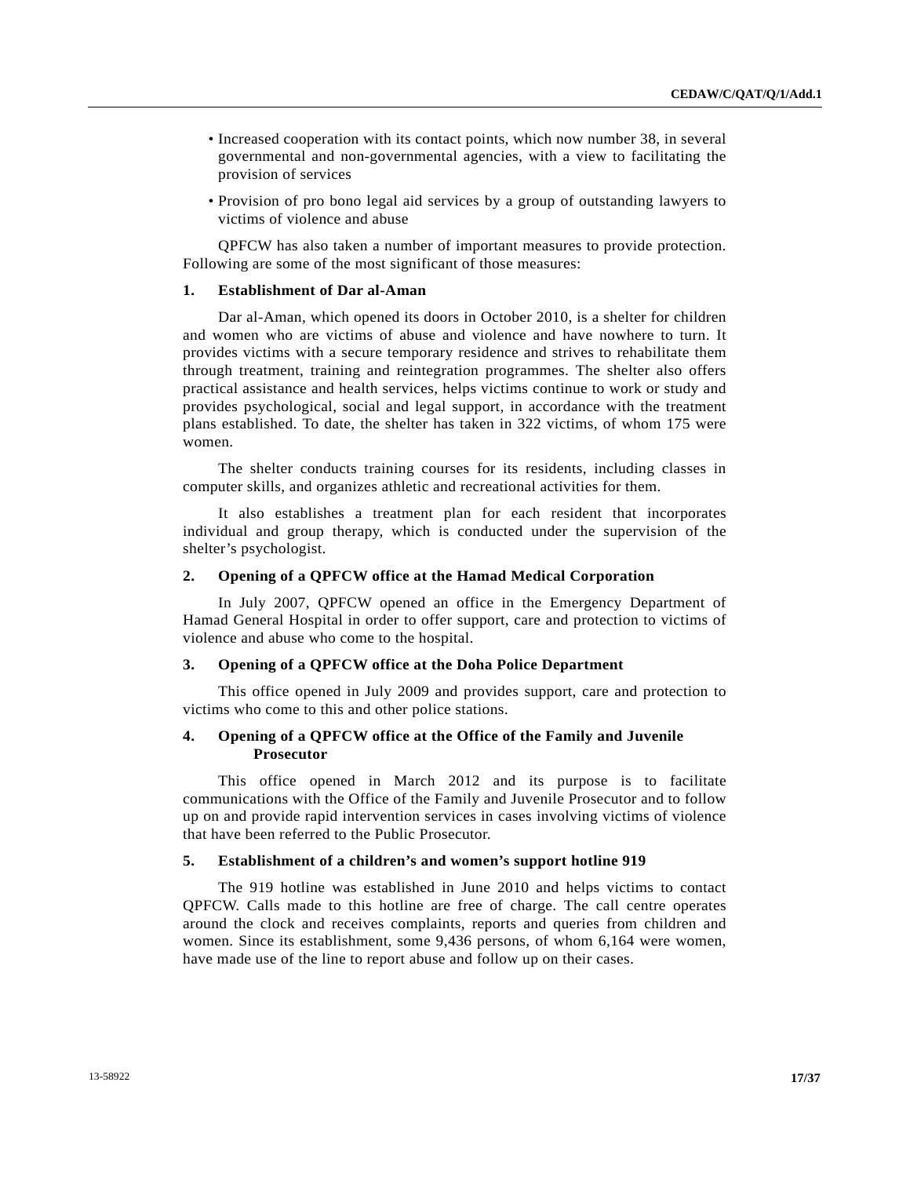- Increased cooperation with its contact points, which now number 38, in several governmental and non-governmental agencies, with a view to facilitating the provision of services
- Provision of pro bono legal aid services by a group of outstanding lawyers to victims of violence and abuse

QPFCW has also taken a number of important measures to provide protection. Following are some of the most significant of those measures:

### 1. Establishment of Dar al-Aman

Dar al-Aman, which opened its doors in October 2010, is a shelter for children and women who are victims of abuse and violence and have nowhere to turn. It provides victims with a secure temporary residence and strives to rehabilitate them through treatment, training and reintegration programmes. The shelter also offers practical assistance and health services, helps victims continue to work or study and provides psychological, social and legal support, in accordance with the treatment plans established. To date, the shelter has taken in 322 victims, of whom 175 were women.

The shelter conducts training courses for its residents, including classes in computer skills, and organizes athletic and recreational activities for them.

It also establishes a treatment plan for each resident that incorporates individual and group therapy, which is conducted under the supervision of the shelter's psychologist.

### 2. Opening of a QPFCW office at the Hamad Medical Corporation

In July 2007, QPFCW opened an office in the Emergency Department of Hamad General Hospital in order to offer support, care and protection to victims of violence and abuse who come to the hospital.

### 3. Opening of a QPFCW office at the Doha Police Department

This office opened in July 2009 and provides support, care and protection to victims who come to this and other police stations.

### 4. Opening of a QPFCW office at the Office of the Family and Juvenile Prosecutor

This office opened in March 2012 and its purpose is to facilitate communications with the Office of the Family and Juvenile Prosecutor and to follow up on and provide rapid intervention services in cases involving victims of violence that have been referred to the Public Prosecutor.

### 5. Establishment of a children's and women's support hotline 919

The 919 hotline was established in June 2010 and helps victims to contact QPFCW. Calls made to this hotline are free of charge. The call centre operates around the clock and receives complaints, reports and queries from children and women. Since its establishment, some 9,436 persons, of whom 6,164 were women, have made use of the line to report abuse and follow up on their cases.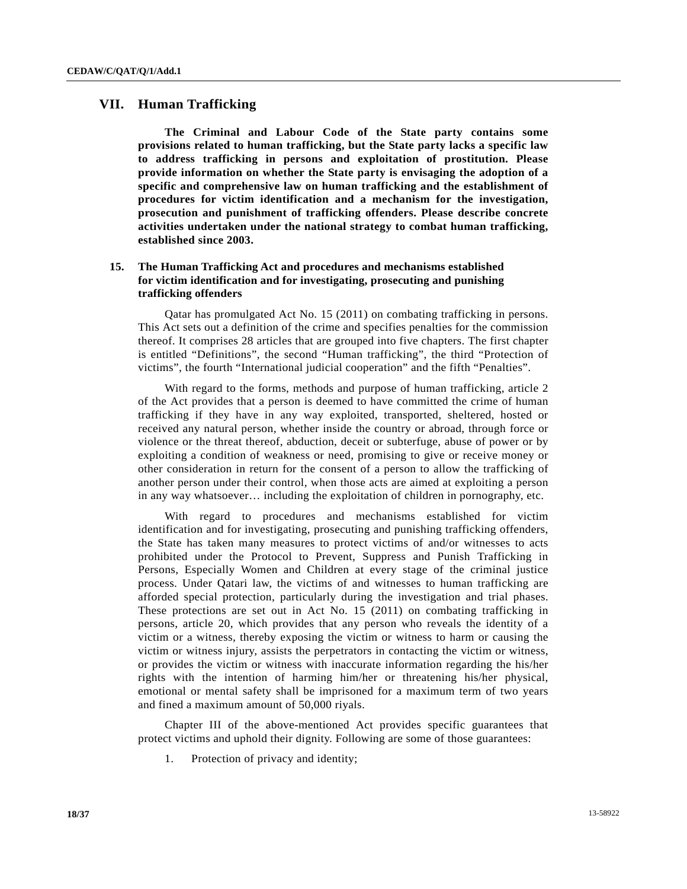## VII. Human Trafficking

**The Criminal and Labour Code of the State party contains some provisions related to human trafficking, but the State party lacks a specific law to address trafficking in persons and exploitation of prostitution. Please provide information on whether the State party is envisaging the adoption of a specific and comprehensive law on human trafficking and the establishment of procedures for victim identification and a mechanism for the investigation, prosecution and punishment of trafficking offenders. Please describe concrete activities undertaken under the national strategy to combat human trafficking, established since 2003.**

### 15. The Human Trafficking Act and procedures and mechanisms established for victim identification and for investigating, prosecuting and punishing trafficking offenders

Qatar has promulgated Act No. 15 (2011) on combating trafficking in persons. This Act sets out a definition of the crime and specifies penalties for the commission thereof. It comprises 28 articles that are grouped into five chapters. The first chapter is entitled "Definitions", the second "Human trafficking", the third "Protection of victims", the fourth "International judicial cooperation" and the fifth "Penalties".

With regard to the forms, methods and purpose of human trafficking, article 2 of the Act provides that a person is deemed to have committed the crime of human trafficking if they have in any way exploited, transported, sheltered, hosted or received any natural person, whether inside the country or abroad, through force or violence or the threat thereof, abduction, deceit or subterfuge, abuse of power or by exploiting a condition of weakness or need, promising to give or receive money or other consideration in return for the consent of a person to allow the trafficking of another person under their control, when those acts are aimed at exploiting a person in any way whatsoever… including the exploitation of children in pornography, etc.

With regard to procedures and mechanisms established for victim identification and for investigating, prosecuting and punishing trafficking offenders, the State has taken many measures to protect victims of and/or witnesses to acts prohibited under the Protocol to Prevent, Suppress and Punish Trafficking in Persons, Especially Women and Children at every stage of the criminal justice process. Under Qatari law, the victims of and witnesses to human trafficking are afforded special protection, particularly during the investigation and trial phases. These protections are set out in Act No. 15 (2011) on combating trafficking in persons, article 20, which provides that any person who reveals the identity of a victim or a witness, thereby exposing the victim or witness to harm or causing the victim or witness injury, assists the perpetrators in contacting the victim or witness, or provides the victim or witness with inaccurate information regarding the his/her rights with the intention of harming him/her or threatening his/her physical, emotional or mental safety shall be imprisoned for a maximum term of two years and fined a maximum amount of 50,000 riyals.

Chapter III of the above-mentioned Act provides specific guarantees that protect victims and uphold their dignity. Following are some of those guarantees:

1. Protection of privacy and identity;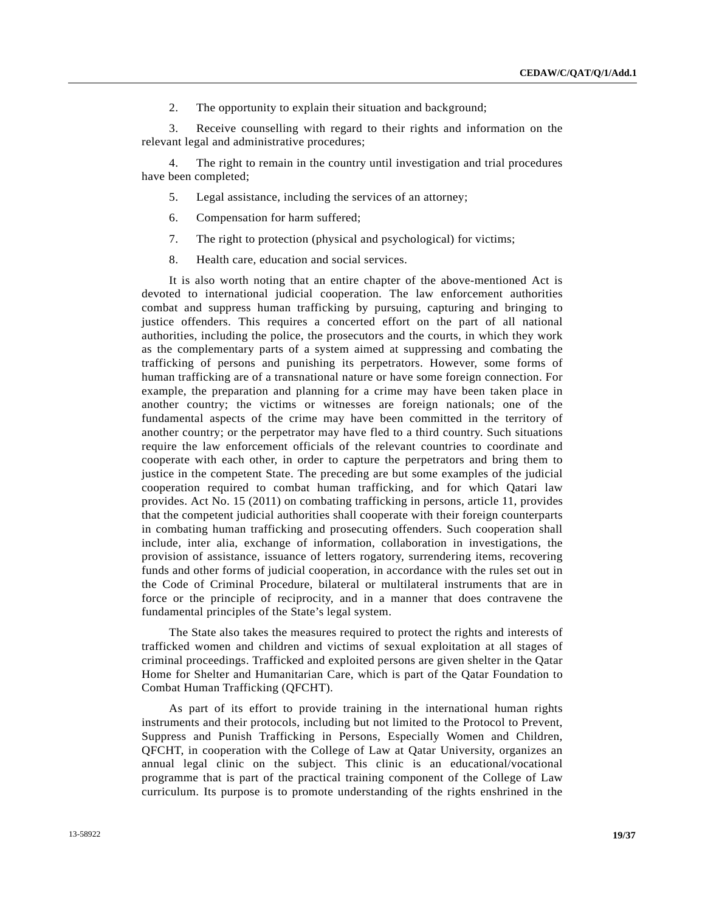2. The opportunity to explain their situation and background;

3. Receive counselling with regard to their rights and information on the relevant legal and administrative procedures;

4. The right to remain in the country until investigation and trial procedures have been completed;

5. Legal assistance, including the services of an attorney;

6. Compensation for harm suffered;

7. The right to protection (physical and psychological) for victims;

8. Health care, education and social services.

It is also worth noting that an entire chapter of the above-mentioned Act is devoted to international judicial cooperation. The law enforcement authorities combat and suppress human trafficking by pursuing, capturing and bringing to justice offenders. This requires a concerted effort on the part of all national authorities, including the police, the prosecutors and the courts, in which they work as the complementary parts of a system aimed at suppressing and combating the trafficking of persons and punishing its perpetrators. However, some forms of human trafficking are of a transnational nature or have some foreign connection. For example, the preparation and planning for a crime may have been taken place in another country; the victims or witnesses are foreign nationals; one of the fundamental aspects of the crime may have been committed in the territory of another country; or the perpetrator may have fled to a third country. Such situations require the law enforcement officials of the relevant countries to coordinate and cooperate with each other, in order to capture the perpetrators and bring them to justice in the competent State. The preceding are but some examples of the judicial cooperation required to combat human trafficking, and for which Qatari law provides. Act No. 15 (2011) on combating trafficking in persons, article 11, provides that the competent judicial authorities shall cooperate with their foreign counterparts in combating human trafficking and prosecuting offenders. Such cooperation shall include, inter alia, exchange of information, collaboration in investigations, the provision of assistance, issuance of letters rogatory, surrendering items, recovering funds and other forms of judicial cooperation, in accordance with the rules set out in the Code of Criminal Procedure, bilateral or multilateral instruments that are in force or the principle of reciprocity, and in a manner that does contravene the fundamental principles of the State's legal system.

The State also takes the measures required to protect the rights and interests of trafficked women and children and victims of sexual exploitation at all stages of criminal proceedings. Trafficked and exploited persons are given shelter in the Qatar Home for Shelter and Humanitarian Care, which is part of the Qatar Foundation to Combat Human Trafficking (QFCHT).

As part of its effort to provide training in the international human rights instruments and their protocols, including but not limited to the Protocol to Prevent, Suppress and Punish Trafficking in Persons, Especially Women and Children, QFCHT, in cooperation with the College of Law at Qatar University, organizes an annual legal clinic on the subject. This clinic is an educational/vocational programme that is part of the practical training component of the College of Law curriculum. Its purpose is to promote understanding of the rights enshrined in the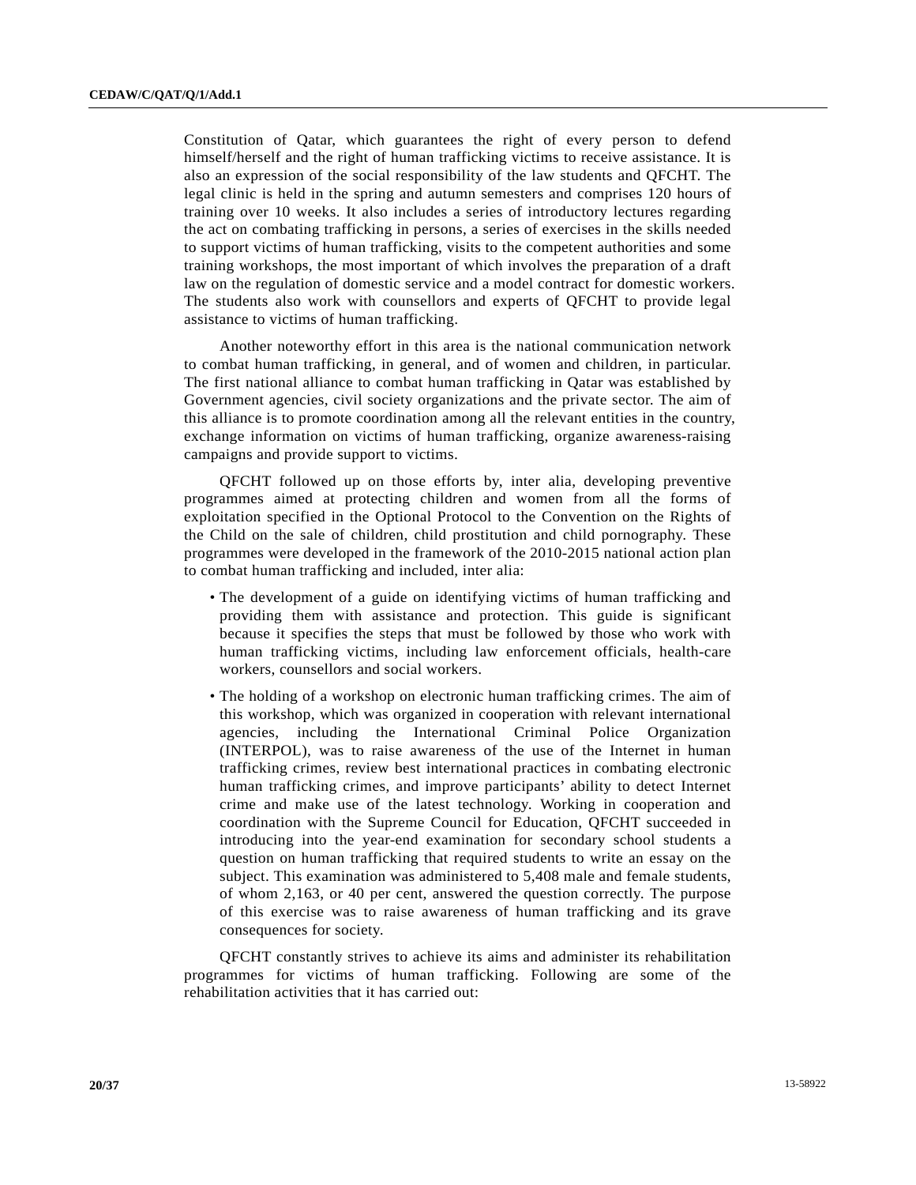Constitution of Qatar, which guarantees the right of every person to defend himself/herself and the right of human trafficking victims to receive assistance. It is also an expression of the social responsibility of the law students and QFCHT. The legal clinic is held in the spring and autumn semesters and comprises 120 hours of training over 10 weeks. It also includes a series of introductory lectures regarding the act on combating trafficking in persons, a series of exercises in the skills needed to support victims of human trafficking, visits to the competent authorities and some training workshops, the most important of which involves the preparation of a draft law on the regulation of domestic service and a model contract for domestic workers. The students also work with counsellors and experts of QFCHT to provide legal assistance to victims of human trafficking.

Another noteworthy effort in this area is the national communication network to combat human trafficking, in general, and of women and children, in particular. The first national alliance to combat human trafficking in Qatar was established by Government agencies, civil society organizations and the private sector. The aim of this alliance is to promote coordination among all the relevant entities in the country, exchange information on victims of human trafficking, organize awareness-raising campaigns and provide support to victims.

QFCHT followed up on those efforts by, inter alia, developing preventive programmes aimed at protecting children and women from all the forms of exploitation specified in the Optional Protocol to the Convention on the Rights of the Child on the sale of children, child prostitution and child pornography. These programmes were developed in the framework of the 2010-2015 national action plan to combat human trafficking and included, inter alia:

- The development of a guide on identifying victims of human trafficking and providing them with assistance and protection. This guide is significant because it specifies the steps that must be followed by those who work with human trafficking victims, including law enforcement officials, health-care workers, counsellors and social workers.
- The holding of a workshop on electronic human trafficking crimes. The aim of this workshop, which was organized in cooperation with relevant international agencies, including the International Criminal Police Organization (INTERPOL), was to raise awareness of the use of the Internet in human trafficking crimes, review best international practices in combating electronic human trafficking crimes, and improve participants' ability to detect Internet crime and make use of the latest technology. Working in cooperation and coordination with the Supreme Council for Education, QFCHT succeeded in introducing into the year-end examination for secondary school students a question on human trafficking that required students to write an essay on the subject. This examination was administered to 5,408 male and female students, of whom 2,163, or 40 per cent, answered the question correctly. The purpose of this exercise was to raise awareness of human trafficking and its grave consequences for society.

QFCHT constantly strives to achieve its aims and administer its rehabilitation programmes for victims of human trafficking. Following are some of the rehabilitation activities that it has carried out: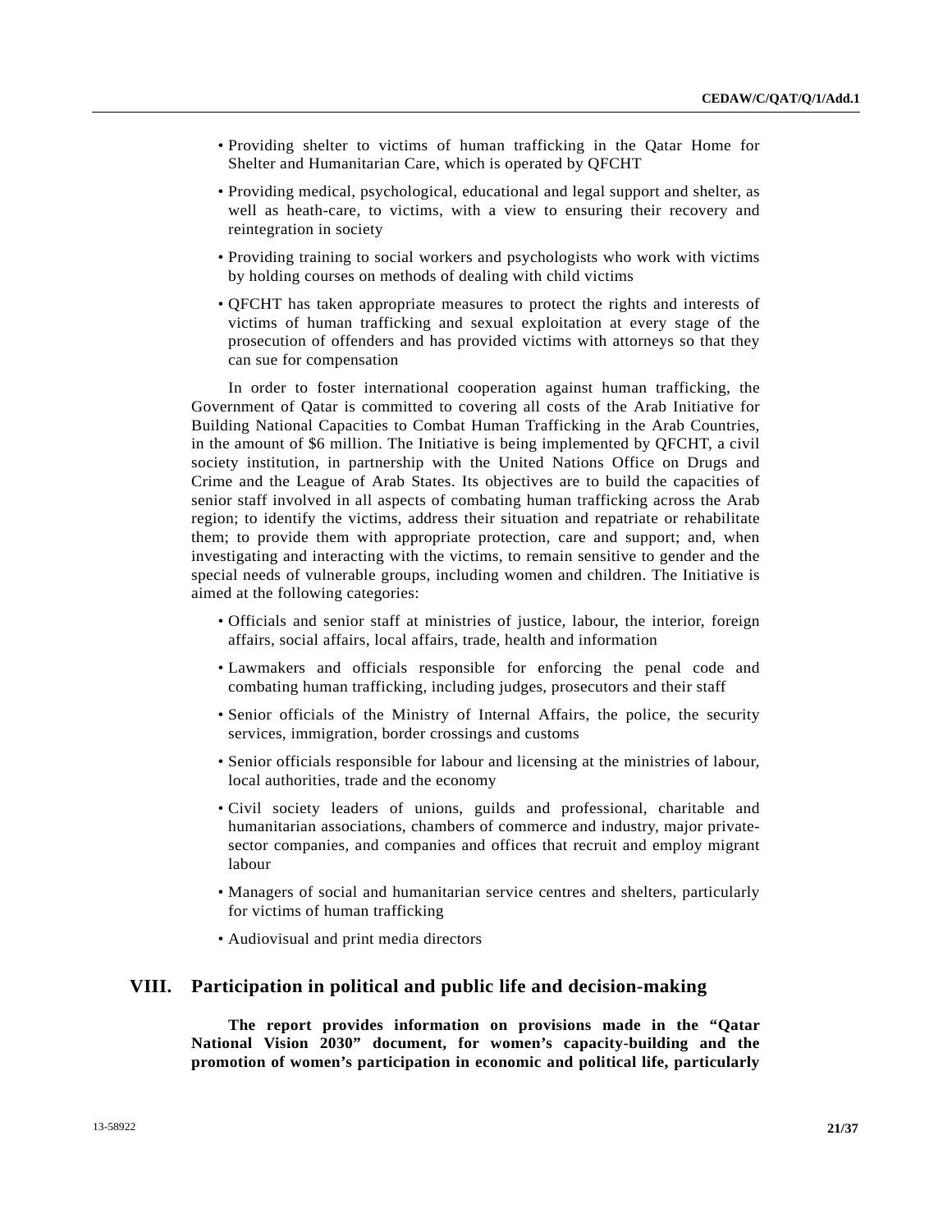- Providing shelter to victims of human trafficking in the Qatar Home for Shelter and Humanitarian Care, which is operated by QFCHT
- Providing medical, psychological, educational and legal support and shelter, as well as heath-care, to victims, with a view to ensuring their recovery and reintegration in society
- Providing training to social workers and psychologists who work with victims by holding courses on methods of dealing with child victims
- QFCHT has taken appropriate measures to protect the rights and interests of victims of human trafficking and sexual exploitation at every stage of the prosecution of offenders and has provided victims with attorneys so that they can sue for compensation

In order to foster international cooperation against human trafficking, the Government of Qatar is committed to covering all costs of the Arab Initiative for Building National Capacities to Combat Human Trafficking in the Arab Countries, in the amount of $6 million. The Initiative is being implemented by QFCHT, a civil society institution, in partnership with the United Nations Office on Drugs and Crime and the League of Arab States. Its objectives are to build the capacities of senior staff involved in all aspects of combating human trafficking across the Arab region; to identify the victims, address their situation and repatriate or rehabilitate them; to provide them with appropriate protection, care and support; and, when investigating and interacting with the victims, to remain sensitive to gender and the special needs of vulnerable groups, including women and children. The Initiative is aimed at the following categories:

- Officials and senior staff at ministries of justice, labour, the interior, foreign affairs, social affairs, local affairs, trade, health and information
- Lawmakers and officials responsible for enforcing the penal code and combating human trafficking, including judges, prosecutors and their staff
- Senior officials of the Ministry of Internal Affairs, the police, the security services, immigration, border crossings and customs
- Senior officials responsible for labour and licensing at the ministries of labour, local authorities, trade and the economy
- Civil society leaders of unions, guilds and professional, charitable and humanitarian associations, chambers of commerce and industry, major private-sector companies, and companies and offices that recruit and employ migrant labour
- Managers of social and humanitarian service centres and shelters, particularly for victims of human trafficking
- Audiovisual and print media directors

# VIII. Participation in political and public life and decision-making

**The report provides information on provisions made in the "Qatar National Vision 2030" document, for women's capacity-building and the promotion of women's participation in economic and political life, particularly**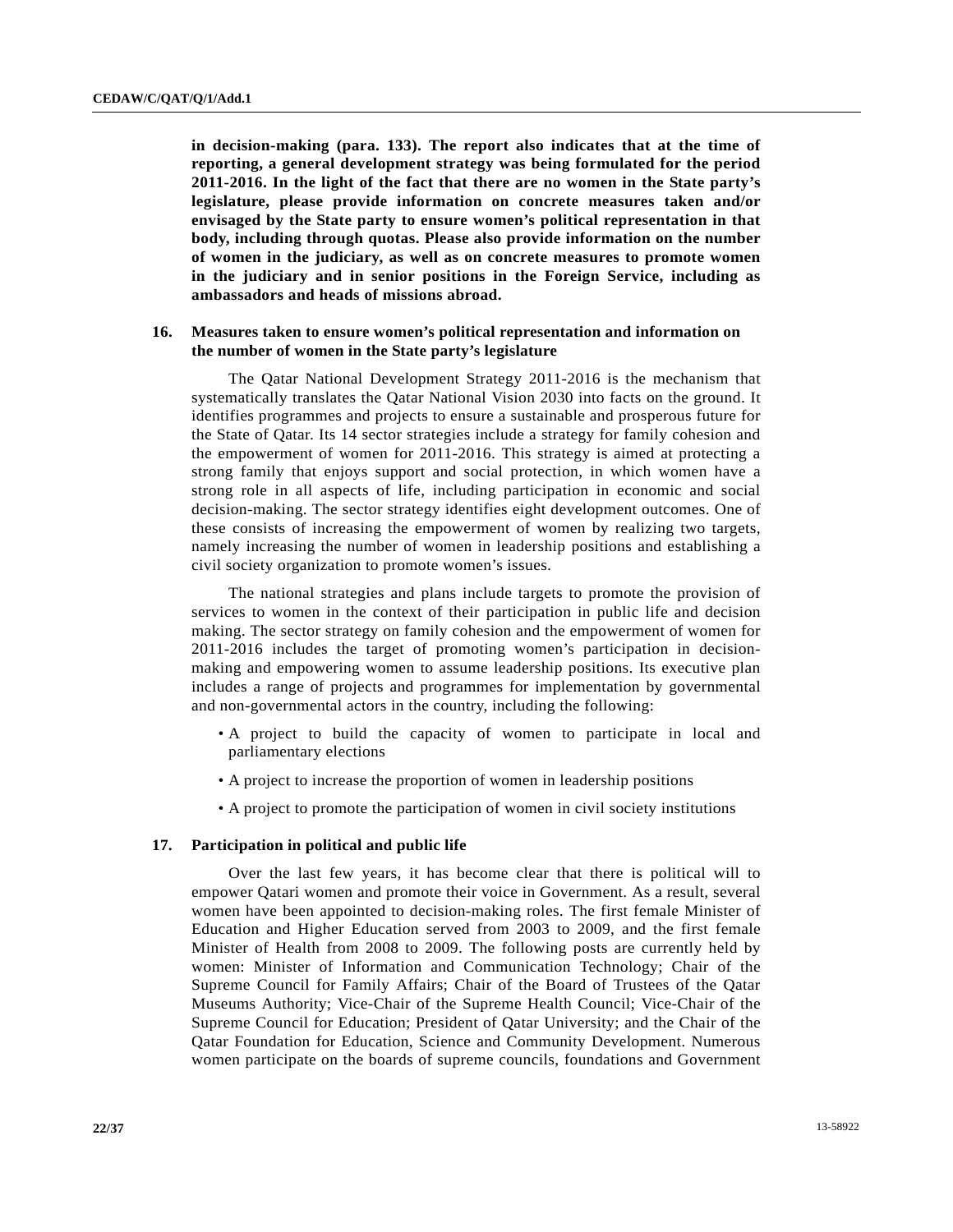**in decision-making (para. 133). The report also indicates that at the time of reporting, a general development strategy was being formulated for the period 2011-2016. In the light of the fact that there are no women in the State party's legislature, please provide information on concrete measures taken and/or envisaged by the State party to ensure women's political representation in that body, including through quotas. Please also provide information on the number of women in the judiciary, as well as on concrete measures to promote women in the judiciary and in senior positions in the Foreign Service, including as ambassadors and heads of missions abroad.**

## 16. Measures taken to ensure women's political representation and information on the number of women in the State party's legislature

The Qatar National Development Strategy 2011-2016 is the mechanism that systematically translates the Qatar National Vision 2030 into facts on the ground. It identifies programmes and projects to ensure a sustainable and prosperous future for the State of Qatar. Its 14 sector strategies include a strategy for family cohesion and the empowerment of women for 2011-2016. This strategy is aimed at protecting a strong family that enjoys support and social protection, in which women have a strong role in all aspects of life, including participation in economic and social decision-making. The sector strategy identifies eight development outcomes. One of these consists of increasing the empowerment of women by realizing two targets, namely increasing the number of women in leadership positions and establishing a civil society organization to promote women's issues.

The national strategies and plans include targets to promote the provision of services to women in the context of their participation in public life and decision making. The sector strategy on family cohesion and the empowerment of women for 2011-2016 includes the target of promoting women's participation in decision-making and empowering women to assume leadership positions. Its executive plan includes a range of projects and programmes for implementation by governmental and non-governmental actors in the country, including the following:

- A project to build the capacity of women to participate in local and parliamentary elections
- A project to increase the proportion of women in leadership positions
- A project to promote the participation of women in civil society institutions

## 17. Participation in political and public life

Over the last few years, it has become clear that there is political will to empower Qatari women and promote their voice in Government. As a result, several women have been appointed to decision-making roles. The first female Minister of Education and Higher Education served from 2003 to 2009, and the first female Minister of Health from 2008 to 2009. The following posts are currently held by women: Minister of Information and Communication Technology; Chair of the Supreme Council for Family Affairs; Chair of the Board of Trustees of the Qatar Museums Authority; Vice-Chair of the Supreme Health Council; Vice-Chair of the Supreme Council for Education; President of Qatar University; and the Chair of the Qatar Foundation for Education, Science and Community Development. Numerous women participate on the boards of supreme councils, foundations and Government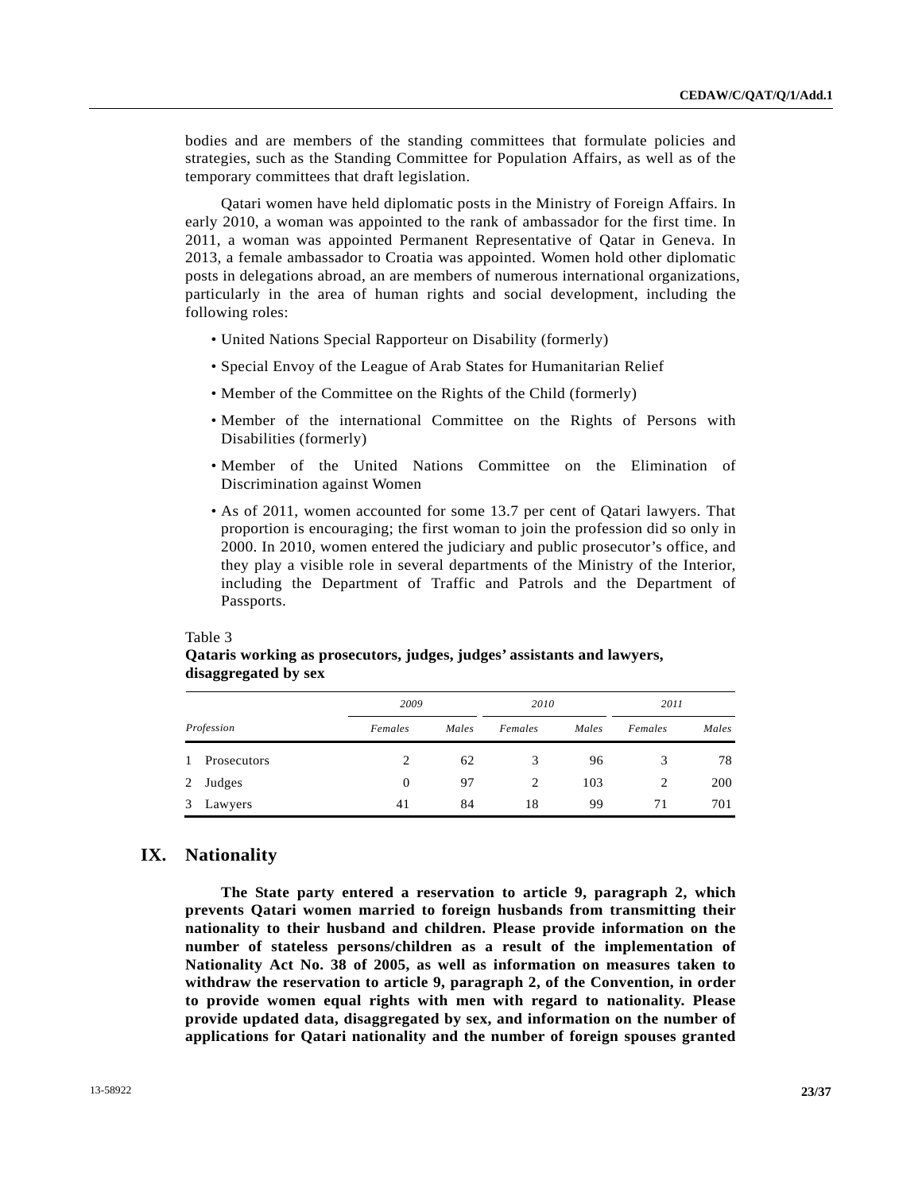bodies and are members of the standing committees that formulate policies and strategies, such as the Standing Committee for Population Affairs, as well as of the temporary committees that draft legislation.

Qatari women have held diplomatic posts in the Ministry of Foreign Affairs. In early 2010, a woman was appointed to the rank of ambassador for the first time. In 2011, a woman was appointed Permanent Representative of Qatar in Geneva. In 2013, a female ambassador to Croatia was appointed. Women hold other diplomatic posts in delegations abroad, an are members of numerous international organizations, particularly in the area of human rights and social development, including the following roles:

- United Nations Special Rapporteur on Disability (formerly)
- Special Envoy of the League of Arab States for Humanitarian Relief
- Member of the Committee on the Rights of the Child (formerly)
- Member of the international Committee on the Rights of Persons with Disabilities (formerly)
- Member of the United Nations Committee on the Elimination of Discrimination against Women
- As of 2011, women accounted for some 13.7 per cent of Qatari lawyers. That proportion is encouraging; the first woman to join the profession did so only in 2000. In 2010, women entered the judiciary and public prosecutor's office, and they play a visible role in several departments of the Ministry of the Interior, including the Department of Traffic and Patrols and the Department of Passports.

Table 3
**Qataris working as prosecutors, judges, judges' assistants and lawyers, disaggregated by sex**

| *Profession* | *2009* | | *2010* | | *2011* | |
|---|---|---|---|---|---|---|
| | *Females* | *Males* | *Females* | *Males* | *Females* | *Males* |
| 1 Prosecutors | 2 | 62 | 3 | 96 | 3 | 78 |
| 2 Judges | 0 | 97 | 2 | 103 | 2 | 200 |
| 3 Lawyers | 41 | 84 | 18 | 99 | 71 | 701 |

## IX. Nationality

**The State party entered a reservation to article 9, paragraph 2, which prevents Qatari women married to foreign husbands from transmitting their nationality to their husband and children. Please provide information on the number of stateless persons/children as a result of the implementation of Nationality Act No. 38 of 2005, as well as information on measures taken to withdraw the reservation to article 9, paragraph 2, of the Convention, in order to provide women equal rights with men with regard to nationality. Please provide updated data, disaggregated by sex, and information on the number of applications for Qatari nationality and the number of foreign spouses granted**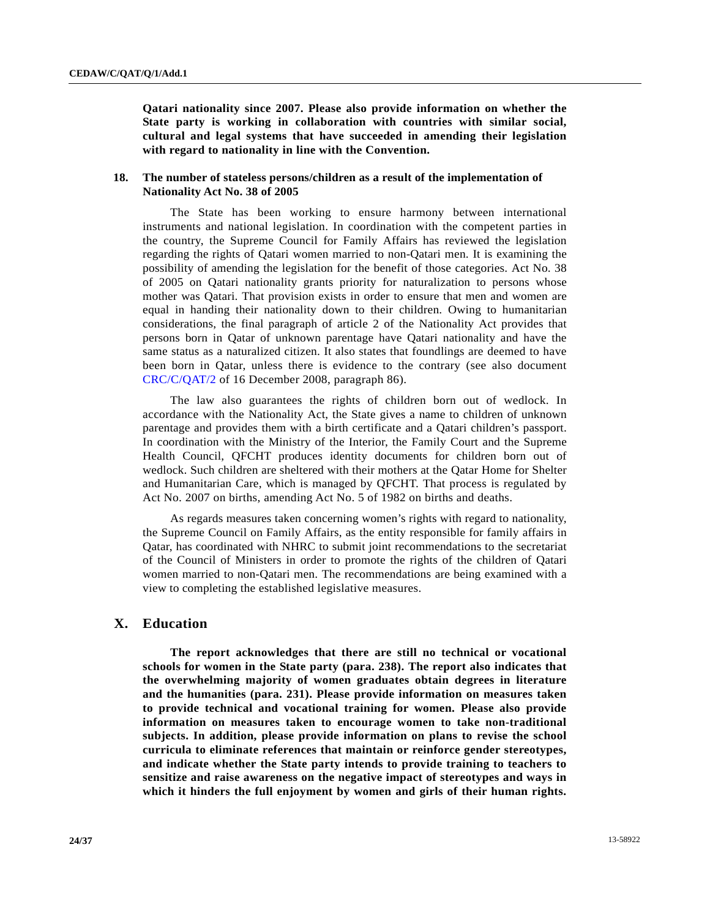**Qatari nationality since 2007. Please also provide information on whether the State party is working in collaboration with countries with similar social, cultural and legal systems that have succeeded in amending their legislation with regard to nationality in line with the Convention.**

### 18. The number of stateless persons/children as a result of the implementation of Nationality Act No. 38 of 2005

The State has been working to ensure harmony between international instruments and national legislation. In coordination with the competent parties in the country, the Supreme Council for Family Affairs has reviewed the legislation regarding the rights of Qatari women married to non-Qatari men. It is examining the possibility of amending the legislation for the benefit of those categories. Act No. 38 of 2005 on Qatari nationality grants priority for naturalization to persons whose mother was Qatari. That provision exists in order to ensure that men and women are equal in handing their nationality down to their children. Owing to humanitarian considerations, the final paragraph of article 2 of the Nationality Act provides that persons born in Qatar of unknown parentage have Qatari nationality and have the same status as a naturalized citizen. It also states that foundlings are deemed to have been born in Qatar, unless there is evidence to the contrary (see also document CRC/C/QAT/2 of 16 December 2008, paragraph 86).

The law also guarantees the rights of children born out of wedlock. In accordance with the Nationality Act, the State gives a name to children of unknown parentage and provides them with a birth certificate and a Qatari children's passport. In coordination with the Ministry of the Interior, the Family Court and the Supreme Health Council, QFCHT produces identity documents for children born out of wedlock. Such children are sheltered with their mothers at the Qatar Home for Shelter and Humanitarian Care, which is managed by QFCHT. That process is regulated by Act No. 2007 on births, amending Act No. 5 of 1982 on births and deaths.

As regards measures taken concerning women's rights with regard to nationality, the Supreme Council on Family Affairs, as the entity responsible for family affairs in Qatar, has coordinated with NHRC to submit joint recommendations to the secretariat of the Council of Ministers in order to promote the rights of the children of Qatari women married to non-Qatari men. The recommendations are being examined with a view to completing the established legislative measures.

## X. Education

**The report acknowledges that there are still no technical or vocational schools for women in the State party (para. 238). The report also indicates that the overwhelming majority of women graduates obtain degrees in literature and the humanities (para. 231). Please provide information on measures taken to provide technical and vocational training for women. Please also provide information on measures taken to encourage women to take non-traditional subjects. In addition, please provide information on plans to revise the school curricula to eliminate references that maintain or reinforce gender stereotypes, and indicate whether the State party intends to provide training to teachers to sensitize and raise awareness on the negative impact of stereotypes and ways in which it hinders the full enjoyment by women and girls of their human rights.**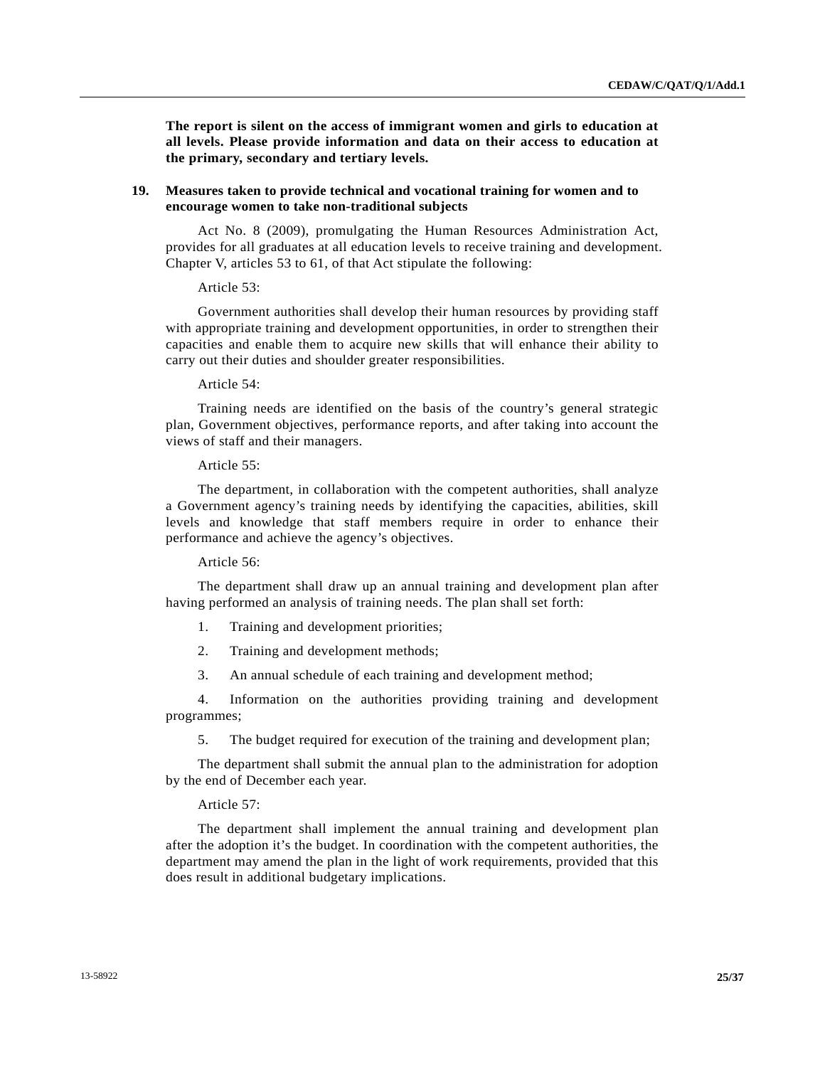**The report is silent on the access of immigrant women and girls to education at all levels. Please provide information and data on their access to education at the primary, secondary and tertiary levels.**

## 19. Measures taken to provide technical and vocational training for women and to encourage women to take non-traditional subjects

Act No. 8 (2009), promulgating the Human Resources Administration Act, provides for all graduates at all education levels to receive training and development. Chapter V, articles 53 to 61, of that Act stipulate the following:

Article 53:

Government authorities shall develop their human resources by providing staff with appropriate training and development opportunities, in order to strengthen their capacities and enable them to acquire new skills that will enhance their ability to carry out their duties and shoulder greater responsibilities.

Article 54:

Training needs are identified on the basis of the country’s general strategic plan, Government objectives, performance reports, and after taking into account the views of staff and their managers.

Article 55:

The department, in collaboration with the competent authorities, shall analyze a Government agency’s training needs by identifying the capacities, abilities, skill levels and knowledge that staff members require in order to enhance their performance and achieve the agency’s objectives.

Article 56:

The department shall draw up an annual training and development plan after having performed an analysis of training needs. The plan shall set forth:

1. Training and development priorities;
2. Training and development methods;
3. An annual schedule of each training and development method;
4. Information on the authorities providing training and development programmes;
5. The budget required for execution of the training and development plan;

The department shall submit the annual plan to the administration for adoption by the end of December each year.

Article 57:

The department shall implement the annual training and development plan after the adoption it’s the budget. In coordination with the competent authorities, the department may amend the plan in the light of work requirements, provided that this does result in additional budgetary implications.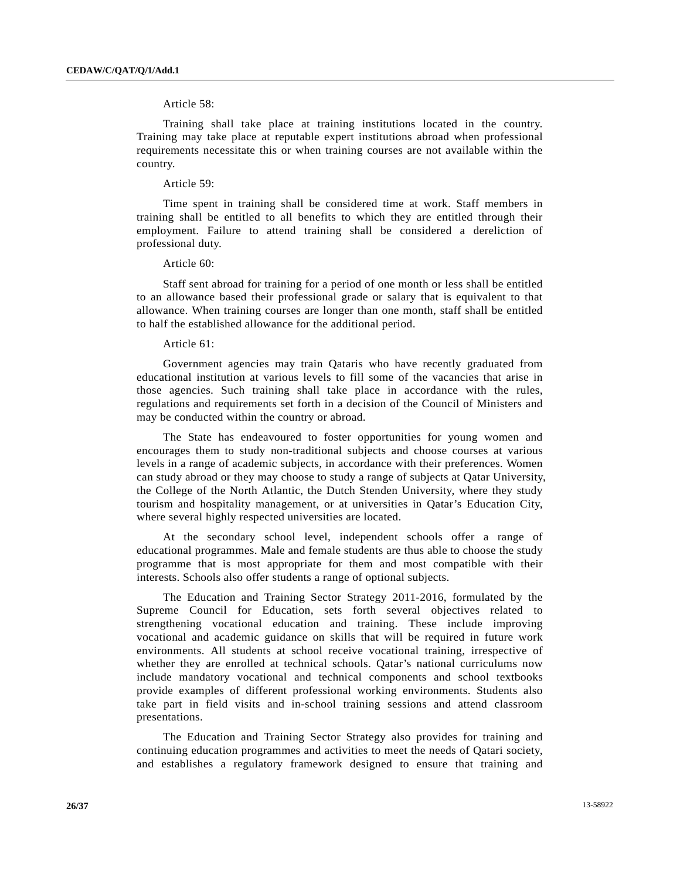Article 58:

Training shall take place at training institutions located in the country. Training may take place at reputable expert institutions abroad when professional requirements necessitate this or when training courses are not available within the country.

Article 59:

Time spent in training shall be considered time at work. Staff members in training shall be entitled to all benefits to which they are entitled through their employment. Failure to attend training shall be considered a dereliction of professional duty.

Article 60:

Staff sent abroad for training for a period of one month or less shall be entitled to an allowance based their professional grade or salary that is equivalent to that allowance. When training courses are longer than one month, staff shall be entitled to half the established allowance for the additional period.

Article 61:

Government agencies may train Qataris who have recently graduated from educational institution at various levels to fill some of the vacancies that arise in those agencies. Such training shall take place in accordance with the rules, regulations and requirements set forth in a decision of the Council of Ministers and may be conducted within the country or abroad.

The State has endeavoured to foster opportunities for young women and encourages them to study non-traditional subjects and choose courses at various levels in a range of academic subjects, in accordance with their preferences. Women can study abroad or they may choose to study a range of subjects at Qatar University, the College of the North Atlantic, the Dutch Stenden University, where they study tourism and hospitality management, or at universities in Qatar's Education City, where several highly respected universities are located.

At the secondary school level, independent schools offer a range of educational programmes. Male and female students are thus able to choose the study programme that is most appropriate for them and most compatible with their interests. Schools also offer students a range of optional subjects.

The Education and Training Sector Strategy 2011-2016, formulated by the Supreme Council for Education, sets forth several objectives related to strengthening vocational education and training. These include improving vocational and academic guidance on skills that will be required in future work environments. All students at school receive vocational training, irrespective of whether they are enrolled at technical schools. Qatar's national curriculums now include mandatory vocational and technical components and school textbooks provide examples of different professional working environments. Students also take part in field visits and in-school training sessions and attend classroom presentations.

The Education and Training Sector Strategy also provides for training and continuing education programmes and activities to meet the needs of Qatari society, and establishes a regulatory framework designed to ensure that training and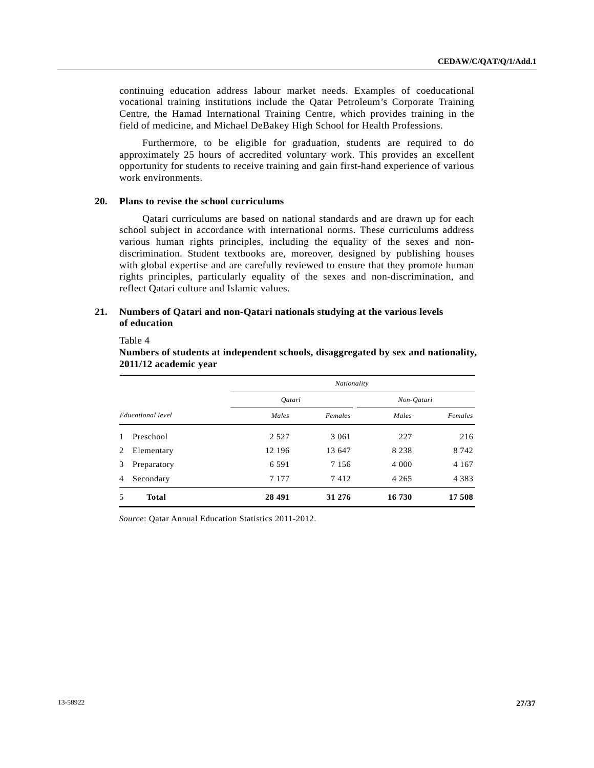continuing education address labour market needs. Examples of coeducational vocational training institutions include the Qatar Petroleum's Corporate Training Centre, the Hamad International Training Centre, which provides training in the field of medicine, and Michael DeBakey High School for Health Professions.

Furthermore, to be eligible for graduation, students are required to do approximately 25 hours of accredited voluntary work. This provides an excellent opportunity for students to receive training and gain first-hand experience of various work environments.

## 20. Plans to revise the school curriculums

Qatari curriculums are based on national standards and are drawn up for each school subject in accordance with international norms. These curriculums address various human rights principles, including the equality of the sexes and non-discrimination. Student textbooks are, moreover, designed by publishing houses with global expertise and are carefully reviewed to ensure that they promote human rights principles, particularly equality of the sexes and non-discrimination, and reflect Qatari culture and Islamic values.

## 21. Numbers of Qatari and non-Qatari nationals studying at the various levels of education

Table 4

**Numbers of students at independent schools, disaggregated by sex and nationality, 2011/12 academic year**

| | | *Nationality* | | | |
|---|---|---|---|---|---|
| | | *Qatari* | | *Non-Qatari* | |
| | *Educational level* | *Males* | *Females* | *Males* | *Females* |
| 1 | Preschool | 2 527 | 3 061 | 227 | 216 |
| 2 | Elementary | 12 196 | 13 647 | 8 238 | 8 742 |
| 3 | Preparatory | 6 591 | 7 156 | 4 000 | 4 167 |
| 4 | Secondary | 7 177 | 7 412 | 4 265 | 4 383 |
| 5 | **Total** | **28 491** | **31 276** | **16 730** | **17 508** |

*Source*: Qatar Annual Education Statistics 2011-2012.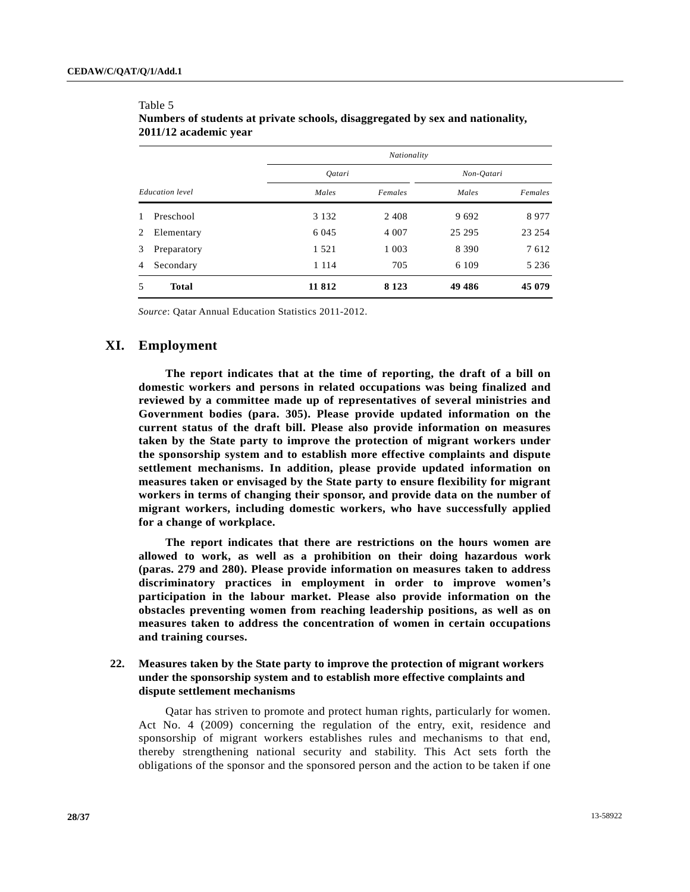Table 5
**Numbers of students at private schools, disaggregated by sex and nationality, 2011/12 academic year**

| | | *Nationality* | | | |
|---|---|---|---|---|---|
| | | *Qatari* | | *Non-Qatari* | |
| *Education level* | | *Males* | *Females* | *Males* | *Females* |
| 1 | Preschool | 3 132 | 2 408 | 9 692 | 8 977 |
| 2 | Elementary | 6 045 | 4 007 | 25 295 | 23 254 |
| 3 | Preparatory | 1 521 | 1 003 | 8 390 | 7 612 |
| 4 | Secondary | 1 114 | 705 | 6 109 | 5 236 |
| 5 | **Total** | **11 812** | **8 123** | **49 486** | **45 079** |

*Source*: Qatar Annual Education Statistics 2011-2012.

# XI. Employment

**The report indicates that at the time of reporting, the draft of a bill on domestic workers and persons in related occupations was being finalized and reviewed by a committee made up of representatives of several ministries and Government bodies (para. 305). Please provide updated information on the current status of the draft bill. Please also provide information on measures taken by the State party to improve the protection of migrant workers under the sponsorship system and to establish more effective complaints and dispute settlement mechanisms. In addition, please provide updated information on measures taken or envisaged by the State party to ensure flexibility for migrant workers in terms of changing their sponsor, and provide data on the number of migrant workers, including domestic workers, who have successfully applied for a change of workplace.**

**The report indicates that there are restrictions on the hours women are allowed to work, as well as a prohibition on their doing hazardous work (paras. 279 and 280). Please provide information on measures taken to address discriminatory practices in employment in order to improve women's participation in the labour market. Please also provide information on the obstacles preventing women from reaching leadership positions, as well as on measures taken to address the concentration of women in certain occupations and training courses.**

## 22. Measures taken by the State party to improve the protection of migrant workers under the sponsorship system and to establish more effective complaints and dispute settlement mechanisms

Qatar has striven to promote and protect human rights, particularly for women. Act No. 4 (2009) concerning the regulation of the entry, exit, residence and sponsorship of migrant workers establishes rules and mechanisms to that end, thereby strengthening national security and stability. This Act sets forth the obligations of the sponsor and the sponsored person and the action to be taken if one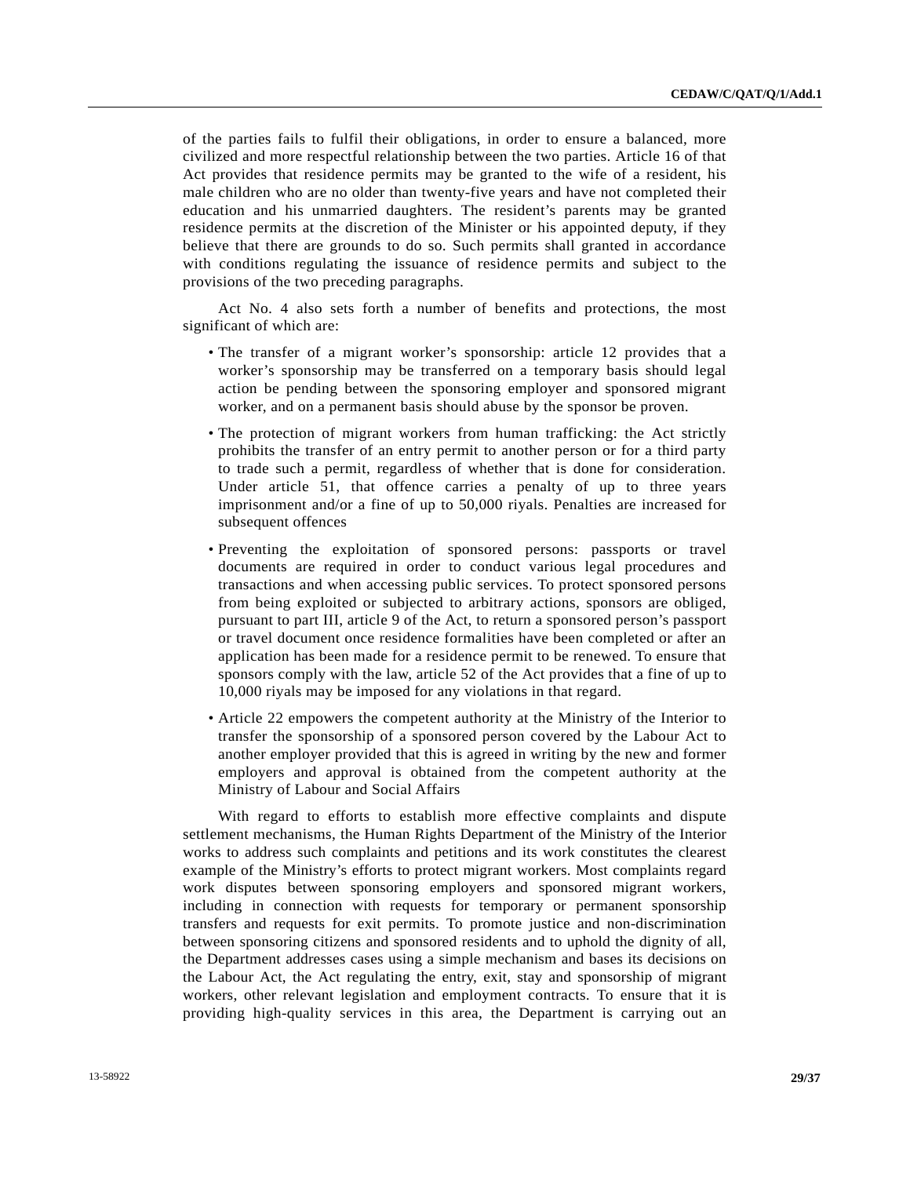of the parties fails to fulfil their obligations, in order to ensure a balanced, more civilized and more respectful relationship between the two parties. Article 16 of that Act provides that residence permits may be granted to the wife of a resident, his male children who are no older than twenty-five years and have not completed their education and his unmarried daughters. The resident's parents may be granted residence permits at the discretion of the Minister or his appointed deputy, if they believe that there are grounds to do so. Such permits shall granted in accordance with conditions regulating the issuance of residence permits and subject to the provisions of the two preceding paragraphs.

Act No. 4 also sets forth a number of benefits and protections, the most significant of which are:

- The transfer of a migrant worker's sponsorship: article 12 provides that a worker's sponsorship may be transferred on a temporary basis should legal action be pending between the sponsoring employer and sponsored migrant worker, and on a permanent basis should abuse by the sponsor be proven.
- The protection of migrant workers from human trafficking: the Act strictly prohibits the transfer of an entry permit to another person or for a third party to trade such a permit, regardless of whether that is done for consideration. Under article 51, that offence carries a penalty of up to three years imprisonment and/or a fine of up to 50,000 riyals. Penalties are increased for subsequent offences
- Preventing the exploitation of sponsored persons: passports or travel documents are required in order to conduct various legal procedures and transactions and when accessing public services. To protect sponsored persons from being exploited or subjected to arbitrary actions, sponsors are obliged, pursuant to part III, article 9 of the Act, to return a sponsored person's passport or travel document once residence formalities have been completed or after an application has been made for a residence permit to be renewed. To ensure that sponsors comply with the law, article 52 of the Act provides that a fine of up to 10,000 riyals may be imposed for any violations in that regard.
- Article 22 empowers the competent authority at the Ministry of the Interior to transfer the sponsorship of a sponsored person covered by the Labour Act to another employer provided that this is agreed in writing by the new and former employers and approval is obtained from the competent authority at the Ministry of Labour and Social Affairs

With regard to efforts to establish more effective complaints and dispute settlement mechanisms, the Human Rights Department of the Ministry of the Interior works to address such complaints and petitions and its work constitutes the clearest example of the Ministry's efforts to protect migrant workers. Most complaints regard work disputes between sponsoring employers and sponsored migrant workers, including in connection with requests for temporary or permanent sponsorship transfers and requests for exit permits. To promote justice and non-discrimination between sponsoring citizens and sponsored residents and to uphold the dignity of all, the Department addresses cases using a simple mechanism and bases its decisions on the Labour Act, the Act regulating the entry, exit, stay and sponsorship of migrant workers, other relevant legislation and employment contracts. To ensure that it is providing high-quality services in this area, the Department is carrying out an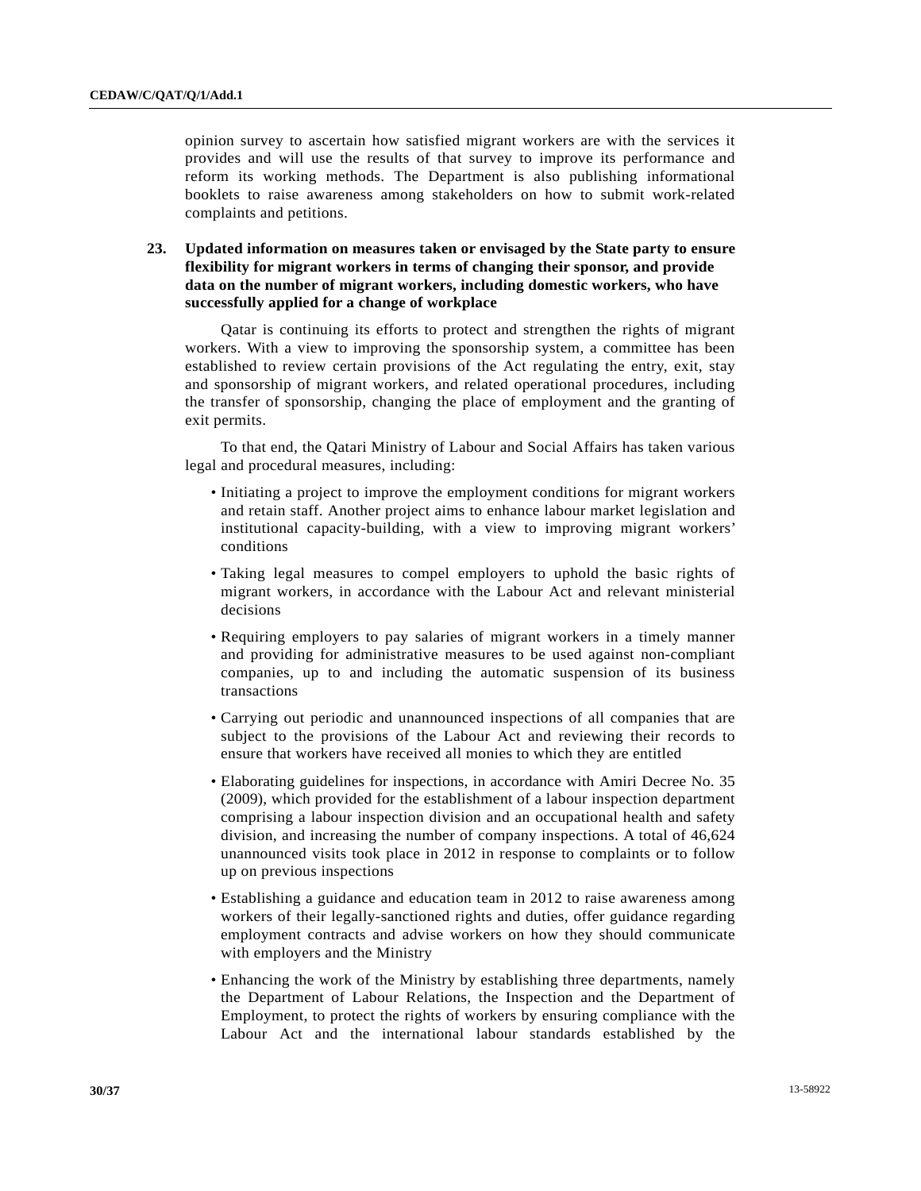opinion survey to ascertain how satisfied migrant workers are with the services it provides and will use the results of that survey to improve its performance and reform its working methods. The Department is also publishing informational booklets to raise awareness among stakeholders on how to submit work-related complaints and petitions.

**23. Updated information on measures taken or envisaged by the State party to ensure flexibility for migrant workers in terms of changing their sponsor, and provide data on the number of migrant workers, including domestic workers, who have successfully applied for a change of workplace**

Qatar is continuing its efforts to protect and strengthen the rights of migrant workers. With a view to improving the sponsorship system, a committee has been established to review certain provisions of the Act regulating the entry, exit, stay and sponsorship of migrant workers, and related operational procedures, including the transfer of sponsorship, changing the place of employment and the granting of exit permits.

To that end, the Qatari Ministry of Labour and Social Affairs has taken various legal and procedural measures, including:

- Initiating a project to improve the employment conditions for migrant workers and retain staff. Another project aims to enhance labour market legislation and institutional capacity-building, with a view to improving migrant workers' conditions
- Taking legal measures to compel employers to uphold the basic rights of migrant workers, in accordance with the Labour Act and relevant ministerial decisions
- Requiring employers to pay salaries of migrant workers in a timely manner and providing for administrative measures to be used against non-compliant companies, up to and including the automatic suspension of its business transactions
- Carrying out periodic and unannounced inspections of all companies that are subject to the provisions of the Labour Act and reviewing their records to ensure that workers have received all monies to which they are entitled
- Elaborating guidelines for inspections, in accordance with Amiri Decree No. 35 (2009), which provided for the establishment of a labour inspection department comprising a labour inspection division and an occupational health and safety division, and increasing the number of company inspections. A total of 46,624 unannounced visits took place in 2012 in response to complaints or to follow up on previous inspections
- Establishing a guidance and education team in 2012 to raise awareness among workers of their legally-sanctioned rights and duties, offer guidance regarding employment contracts and advise workers on how they should communicate with employers and the Ministry
- Enhancing the work of the Ministry by establishing three departments, namely the Department of Labour Relations, the Inspection and the Department of Employment, to protect the rights of workers by ensuring compliance with the Labour Act and the international labour standards established by the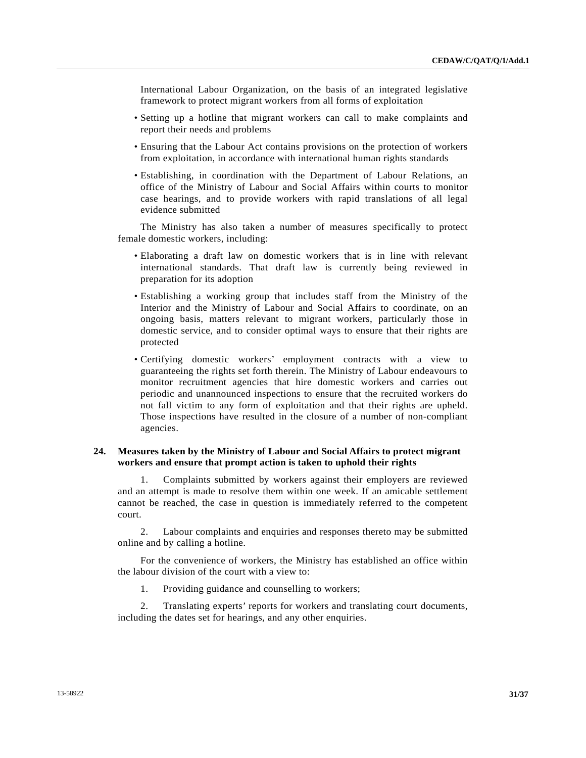International Labour Organization, on the basis of an integrated legislative framework to protect migrant workers from all forms of exploitation

- Setting up a hotline that migrant workers can call to make complaints and report their needs and problems
- Ensuring that the Labour Act contains provisions on the protection of workers from exploitation, in accordance with international human rights standards
- Establishing, in coordination with the Department of Labour Relations, an office of the Ministry of Labour and Social Affairs within courts to monitor case hearings, and to provide workers with rapid translations of all legal evidence submitted

The Ministry has also taken a number of measures specifically to protect female domestic workers, including:

- Elaborating a draft law on domestic workers that is in line with relevant international standards. That draft law is currently being reviewed in preparation for its adoption
- Establishing a working group that includes staff from the Ministry of the Interior and the Ministry of Labour and Social Affairs to coordinate, on an ongoing basis, matters relevant to migrant workers, particularly those in domestic service, and to consider optimal ways to ensure that their rights are protected
- Certifying domestic workers' employment contracts with a view to guaranteeing the rights set forth therein. The Ministry of Labour endeavours to monitor recruitment agencies that hire domestic workers and carries out periodic and unannounced inspections to ensure that the recruited workers do not fall victim to any form of exploitation and that their rights are upheld. Those inspections have resulted in the closure of a number of non-compliant agencies.

### 24. Measures taken by the Ministry of Labour and Social Affairs to protect migrant workers and ensure that prompt action is taken to uphold their rights

1. Complaints submitted by workers against their employers are reviewed and an attempt is made to resolve them within one week. If an amicable settlement cannot be reached, the case in question is immediately referred to the competent court.

2. Labour complaints and enquiries and responses thereto may be submitted online and by calling a hotline.

For the convenience of workers, the Ministry has established an office within the labour division of the court with a view to:

1. Providing guidance and counselling to workers;

2. Translating experts' reports for workers and translating court documents, including the dates set for hearings, and any other enquiries.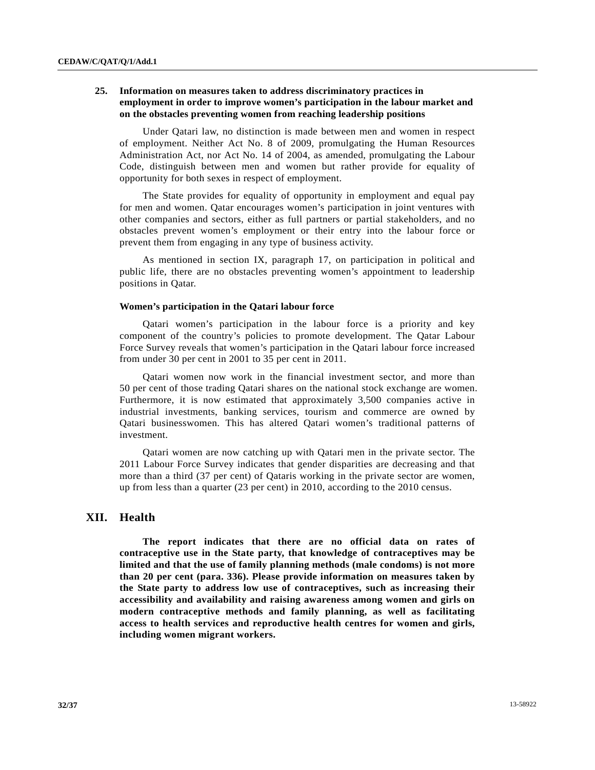### 25. Information on measures taken to address discriminatory practices in employment in order to improve women's participation in the labour market and on the obstacles preventing women from reaching leadership positions

Under Qatari law, no distinction is made between men and women in respect of employment. Neither Act No. 8 of 2009, promulgating the Human Resources Administration Act, nor Act No. 14 of 2004, as amended, promulgating the Labour Code, distinguish between men and women but rather provide for equality of opportunity for both sexes in respect of employment.

The State provides for equality of opportunity in employment and equal pay for men and women. Qatar encourages women's participation in joint ventures with other companies and sectors, either as full partners or partial stakeholders, and no obstacles prevent women's employment or their entry into the labour force or prevent them from engaging in any type of business activity.

As mentioned in section IX, paragraph 17, on participation in political and public life, there are no obstacles preventing women's appointment to leadership positions in Qatar.

#### Women's participation in the Qatari labour force

Qatari women's participation in the labour force is a priority and key component of the country's policies to promote development. The Qatar Labour Force Survey reveals that women's participation in the Qatari labour force increased from under 30 per cent in 2001 to 35 per cent in 2011.

Qatari women now work in the financial investment sector, and more than 50 per cent of those trading Qatari shares on the national stock exchange are women. Furthermore, it is now estimated that approximately 3,500 companies active in industrial investments, banking services, tourism and commerce are owned by Qatari businesswomen. This has altered Qatari women's traditional patterns of investment.

Qatari women are now catching up with Qatari men in the private sector. The 2011 Labour Force Survey indicates that gender disparities are decreasing and that more than a third (37 per cent) of Qataris working in the private sector are women, up from less than a quarter (23 per cent) in 2010, according to the 2010 census.

## XII. Health

**The report indicates that there are no official data on rates of contraceptive use in the State party, that knowledge of contraceptives may be limited and that the use of family planning methods (male condoms) is not more than 20 per cent (para. 336). Please provide information on measures taken by the State party to address low use of contraceptives, such as increasing their accessibility and availability and raising awareness among women and girls on modern contraceptive methods and family planning, as well as facilitating access to health services and reproductive health centres for women and girls, including women migrant workers.**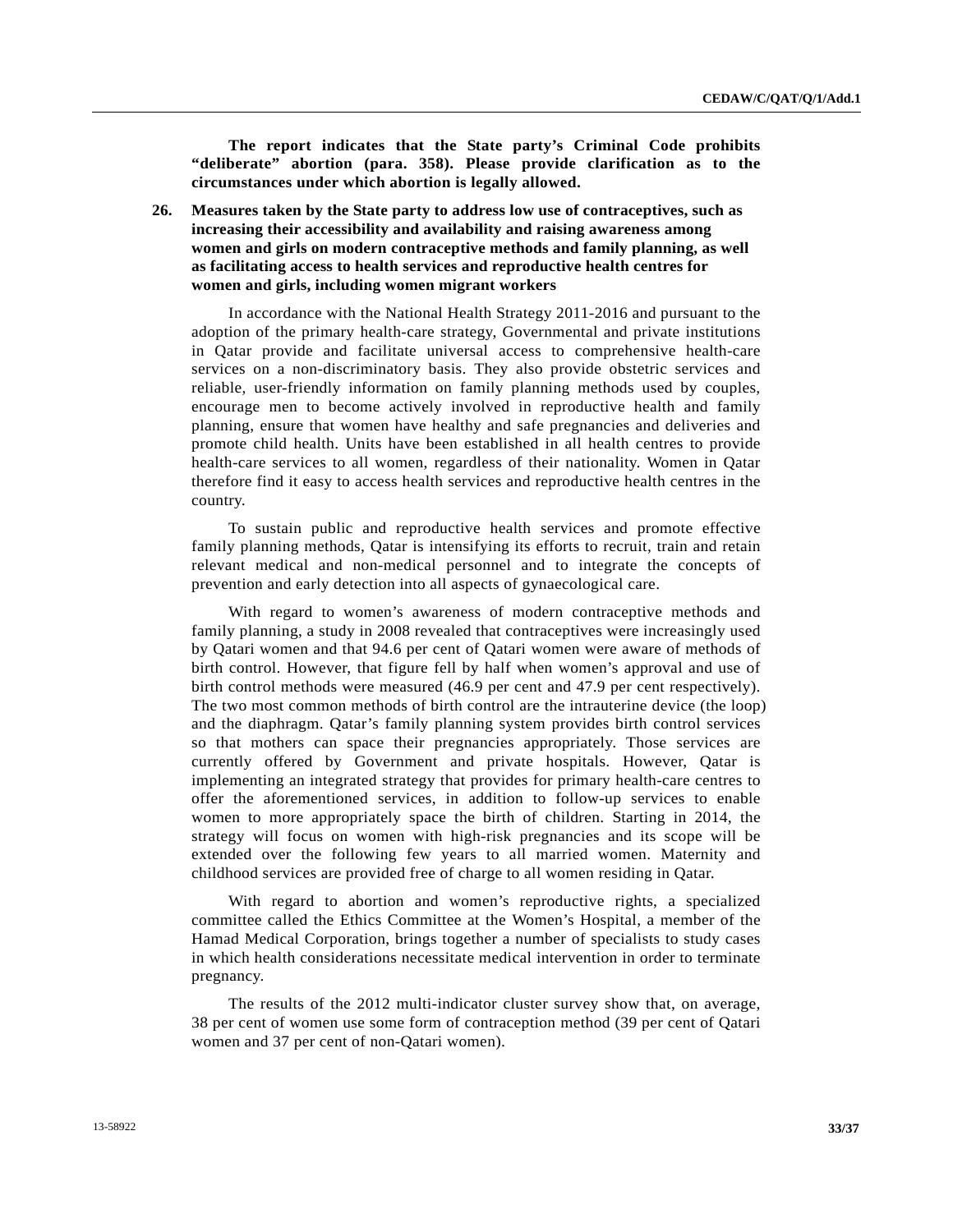**The report indicates that the State party's Criminal Code prohibits "deliberate" abortion (para. 358). Please provide clarification as to the circumstances under which abortion is legally allowed.**

**26. Measures taken by the State party to address low use of contraceptives, such as increasing their accessibility and availability and raising awareness among women and girls on modern contraceptive methods and family planning, as well as facilitating access to health services and reproductive health centres for women and girls, including women migrant workers**

In accordance with the National Health Strategy 2011-2016 and pursuant to the adoption of the primary health-care strategy, Governmental and private institutions in Qatar provide and facilitate universal access to comprehensive health-care services on a non-discriminatory basis. They also provide obstetric services and reliable, user-friendly information on family planning methods used by couples, encourage men to become actively involved in reproductive health and family planning, ensure that women have healthy and safe pregnancies and deliveries and promote child health. Units have been established in all health centres to provide health-care services to all women, regardless of their nationality. Women in Qatar therefore find it easy to access health services and reproductive health centres in the country.

To sustain public and reproductive health services and promote effective family planning methods, Qatar is intensifying its efforts to recruit, train and retain relevant medical and non-medical personnel and to integrate the concepts of prevention and early detection into all aspects of gynaecological care.

With regard to women's awareness of modern contraceptive methods and family planning, a study in 2008 revealed that contraceptives were increasingly used by Qatari women and that 94.6 per cent of Qatari women were aware of methods of birth control. However, that figure fell by half when women's approval and use of birth control methods were measured (46.9 per cent and 47.9 per cent respectively). The two most common methods of birth control are the intrauterine device (the loop) and the diaphragm. Qatar's family planning system provides birth control services so that mothers can space their pregnancies appropriately. Those services are currently offered by Government and private hospitals. However, Qatar is implementing an integrated strategy that provides for primary health-care centres to offer the aforementioned services, in addition to follow-up services to enable women to more appropriately space the birth of children. Starting in 2014, the strategy will focus on women with high-risk pregnancies and its scope will be extended over the following few years to all married women. Maternity and childhood services are provided free of charge to all women residing in Qatar.

With regard to abortion and women's reproductive rights, a specialized committee called the Ethics Committee at the Women's Hospital, a member of the Hamad Medical Corporation, brings together a number of specialists to study cases in which health considerations necessitate medical intervention in order to terminate pregnancy.

The results of the 2012 multi-indicator cluster survey show that, on average, 38 per cent of women use some form of contraception method (39 per cent of Qatari women and 37 per cent of non-Qatari women).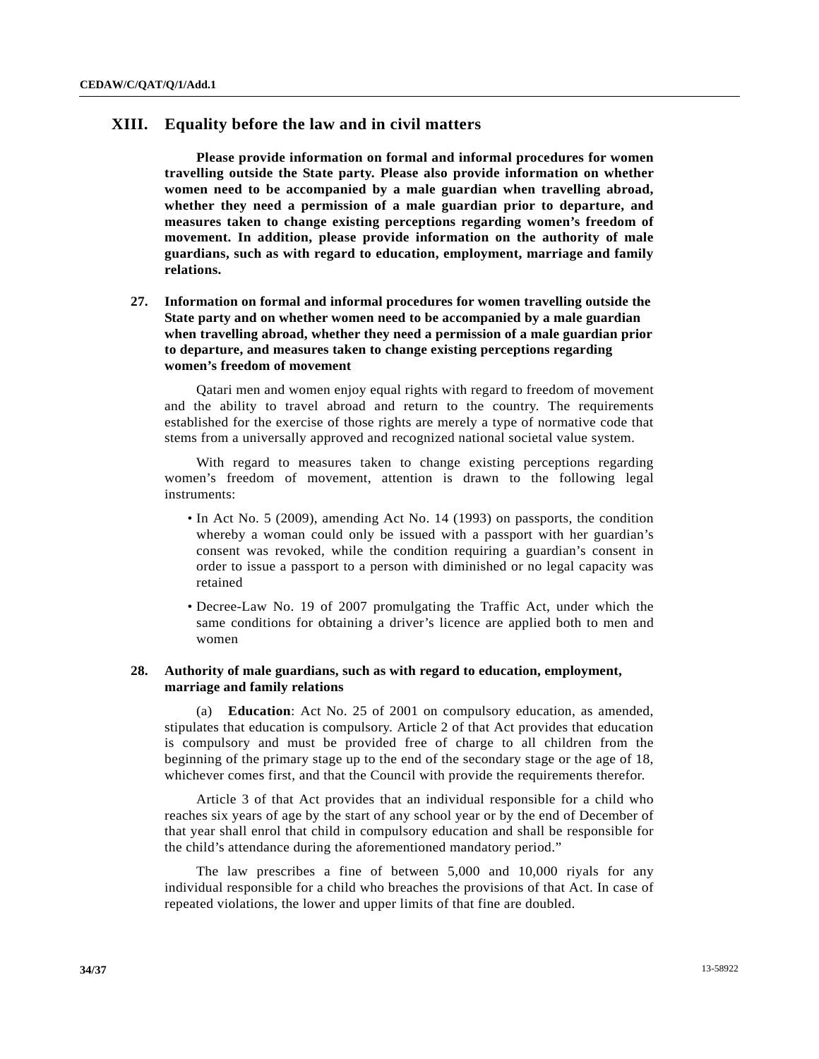## XIII. Equality before the law and in civil matters

**Please provide information on formal and informal procedures for women travelling outside the State party. Please also provide information on whether women need to be accompanied by a male guardian when travelling abroad, whether they need a permission of a male guardian prior to departure, and measures taken to change existing perceptions regarding women's freedom of movement. In addition, please provide information on the authority of male guardians, such as with regard to education, employment, marriage and family relations.**

### 27. Information on formal and informal procedures for women travelling outside the State party and on whether women need to be accompanied by a male guardian when travelling abroad, whether they need a permission of a male guardian prior to departure, and measures taken to change existing perceptions regarding women's freedom of movement

Qatari men and women enjoy equal rights with regard to freedom of movement and the ability to travel abroad and return to the country. The requirements established for the exercise of those rights are merely a type of normative code that stems from a universally approved and recognized national societal value system.

With regard to measures taken to change existing perceptions regarding women's freedom of movement, attention is drawn to the following legal instruments:

- In Act No. 5 (2009), amending Act No. 14 (1993) on passports, the condition whereby a woman could only be issued with a passport with her guardian's consent was revoked, while the condition requiring a guardian's consent in order to issue a passport to a person with diminished or no legal capacity was retained
- Decree-Law No. 19 of 2007 promulgating the Traffic Act, under which the same conditions for obtaining a driver's licence are applied both to men and women

### 28. Authority of male guardians, such as with regard to education, employment, marriage and family relations

(a) **Education**: Act No. 25 of 2001 on compulsory education, as amended, stipulates that education is compulsory. Article 2 of that Act provides that education is compulsory and must be provided free of charge to all children from the beginning of the primary stage up to the end of the secondary stage or the age of 18, whichever comes first, and that the Council with provide the requirements therefor.

Article 3 of that Act provides that an individual responsible for a child who reaches six years of age by the start of any school year or by the end of December of that year shall enrol that child in compulsory education and shall be responsible for the child's attendance during the aforementioned mandatory period."

The law prescribes a fine of between 5,000 and 10,000 riyals for any individual responsible for a child who breaches the provisions of that Act. In case of repeated violations, the lower and upper limits of that fine are doubled.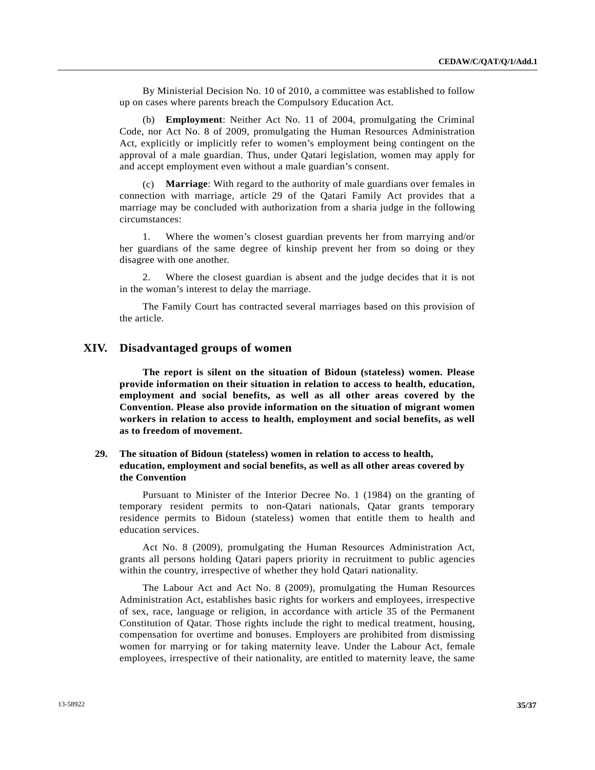By Ministerial Decision No. 10 of 2010, a committee was established to follow up on cases where parents breach the Compulsory Education Act.

(b) **Employment**: Neither Act No. 11 of 2004, promulgating the Criminal Code, nor Act No. 8 of 2009, promulgating the Human Resources Administration Act, explicitly or implicitly refer to women's employment being contingent on the approval of a male guardian. Thus, under Qatari legislation, women may apply for and accept employment even without a male guardian's consent.

(c) **Marriage**: With regard to the authority of male guardians over females in connection with marriage, article 29 of the Qatari Family Act provides that a marriage may be concluded with authorization from a sharia judge in the following circumstances:

1. Where the women's closest guardian prevents her from marrying and/or her guardians of the same degree of kinship prevent her from so doing or they disagree with one another.

2. Where the closest guardian is absent and the judge decides that it is not in the woman's interest to delay the marriage.

The Family Court has contracted several marriages based on this provision of the article.

## XIV. Disadvantaged groups of women

**The report is silent on the situation of Bidoun (stateless) women. Please provide information on their situation in relation to access to health, education, employment and social benefits, as well as all other areas covered by the Convention. Please also provide information on the situation of migrant women workers in relation to access to health, employment and social benefits, as well as to freedom of movement.**

### 29. The situation of Bidoun (stateless) women in relation to access to health, education, employment and social benefits, as well as all other areas covered by the Convention

Pursuant to Minister of the Interior Decree No. 1 (1984) on the granting of temporary resident permits to non-Qatari nationals, Qatar grants temporary residence permits to Bidoun (stateless) women that entitle them to health and education services.

Act No. 8 (2009), promulgating the Human Resources Administration Act, grants all persons holding Qatari papers priority in recruitment to public agencies within the country, irrespective of whether they hold Qatari nationality.

The Labour Act and Act No. 8 (2009), promulgating the Human Resources Administration Act, establishes basic rights for workers and employees, irrespective of sex, race, language or religion, in accordance with article 35 of the Permanent Constitution of Qatar. Those rights include the right to medical treatment, housing, compensation for overtime and bonuses. Employers are prohibited from dismissing women for marrying or for taking maternity leave. Under the Labour Act, female employees, irrespective of their nationality, are entitled to maternity leave, the same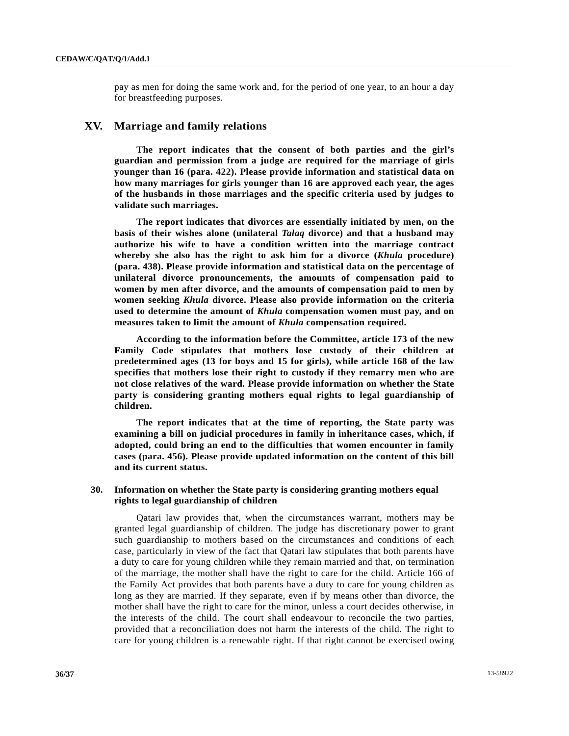pay as men for doing the same work and, for the period of one year, to an hour a day for breastfeeding purposes.

## XV. Marriage and family relations

**The report indicates that the consent of both parties and the girl's guardian and permission from a judge are required for the marriage of girls younger than 16 (para. 422). Please provide information and statistical data on how many marriages for girls younger than 16 are approved each year, the ages of the husbands in those marriages and the specific criteria used by judges to validate such marriages.**

**The report indicates that divorces are essentially initiated by men, on the basis of their wishes alone (unilateral *Talaq* divorce) and that a husband may authorize his wife to have a condition written into the marriage contract whereby she also has the right to ask him for a divorce (*Khula* procedure) (para. 438). Please provide information and statistical data on the percentage of unilateral divorce pronouncements, the amounts of compensation paid to women by men after divorce, and the amounts of compensation paid to men by women seeking *Khula* divorce. Please also provide information on the criteria used to determine the amount of *Khula* compensation women must pay, and on measures taken to limit the amount of *Khula* compensation required.**

**According to the information before the Committee, article 173 of the new Family Code stipulates that mothers lose custody of their children at predetermined ages (13 for boys and 15 for girls), while article 168 of the law specifies that mothers lose their right to custody if they remarry men who are not close relatives of the ward. Please provide information on whether the State party is considering granting mothers equal rights to legal guardianship of children.**

**The report indicates that at the time of reporting, the State party was examining a bill on judicial procedures in family in inheritance cases, which, if adopted, could bring an end to the difficulties that women encounter in family cases (para. 456). Please provide updated information on the content of this bill and its current status.**

### 30. Information on whether the State party is considering granting mothers equal rights to legal guardianship of children

Qatari law provides that, when the circumstances warrant, mothers may be granted legal guardianship of children. The judge has discretionary power to grant such guardianship to mothers based on the circumstances and conditions of each case, particularly in view of the fact that Qatari law stipulates that both parents have a duty to care for young children while they remain married and that, on termination of the marriage, the mother shall have the right to care for the child. Article 166 of the Family Act provides that both parents have a duty to care for young children as long as they are married. If they separate, even if by means other than divorce, the mother shall have the right to care for the minor, unless a court decides otherwise, in the interests of the child. The court shall endeavour to reconcile the two parties, provided that a reconciliation does not harm the interests of the child. The right to care for young children is a renewable right. If that right cannot be exercised owing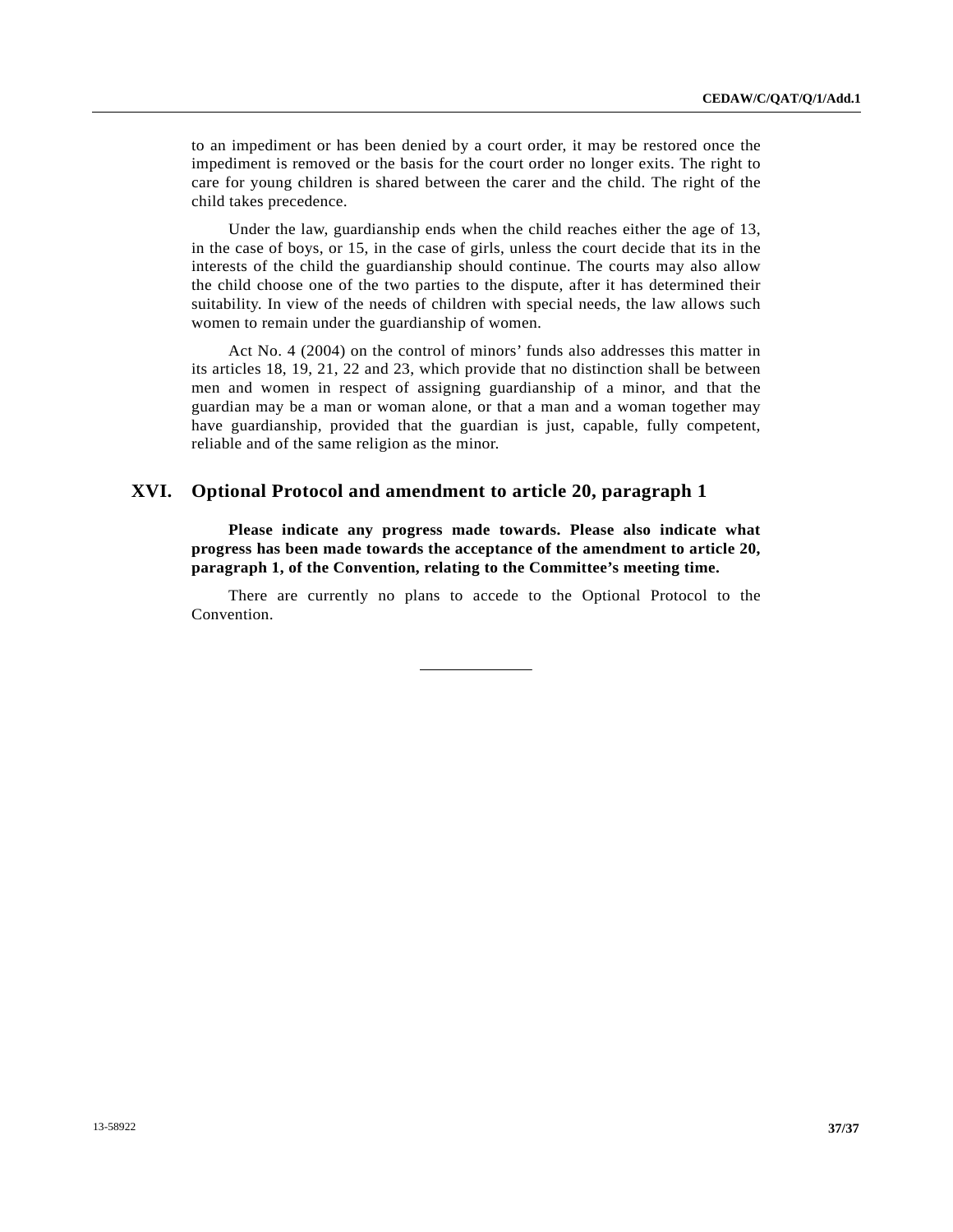to an impediment or has been denied by a court order, it may be restored once the impediment is removed or the basis for the court order no longer exits. The right to care for young children is shared between the carer and the child. The right of the child takes precedence.

Under the law, guardianship ends when the child reaches either the age of 13, in the case of boys, or 15, in the case of girls, unless the court decide that its in the interests of the child the guardianship should continue. The courts may also allow the child choose one of the two parties to the dispute, after it has determined their suitability. In view of the needs of children with special needs, the law allows such women to remain under the guardianship of women.

Act No. 4 (2004) on the control of minors' funds also addresses this matter in its articles 18, 19, 21, 22 and 23, which provide that no distinction shall be between men and women in respect of assigning guardianship of a minor, and that the guardian may be a man or woman alone, or that a man and a woman together may have guardianship, provided that the guardian is just, capable, fully competent, reliable and of the same religion as the minor.

## XVI. Optional Protocol and amendment to article 20, paragraph 1

**Please indicate any progress made towards. Please also indicate what progress has been made towards the acceptance of the amendment to article 20, paragraph 1, of the Convention, relating to the Committee's meeting time.**

There are currently no plans to accede to the Optional Protocol to the Convention.